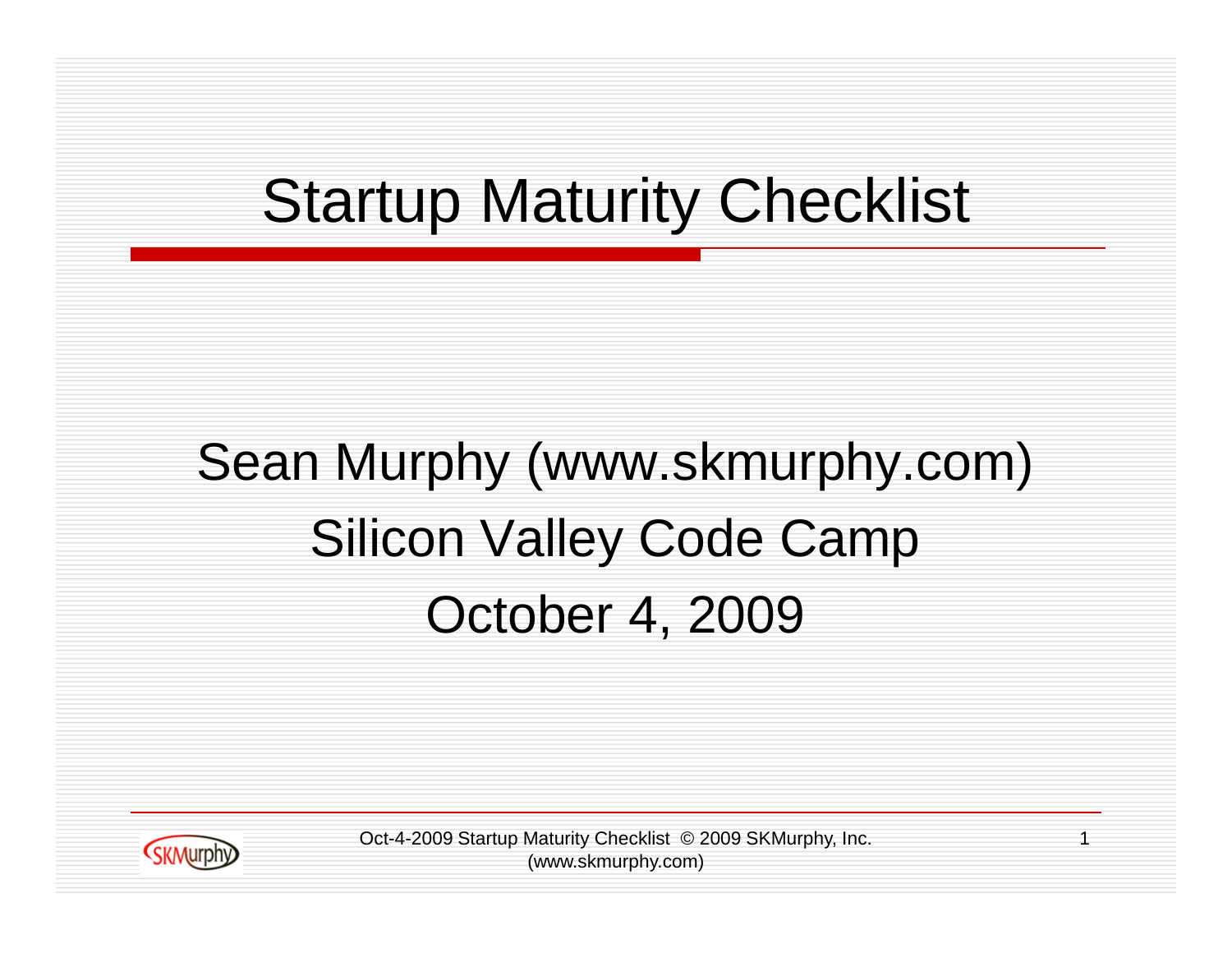# Startup Maturity Checklist

Sean Murphy (www.skmurphy.com)

Silicon Valley Code Camp

October 4, 2009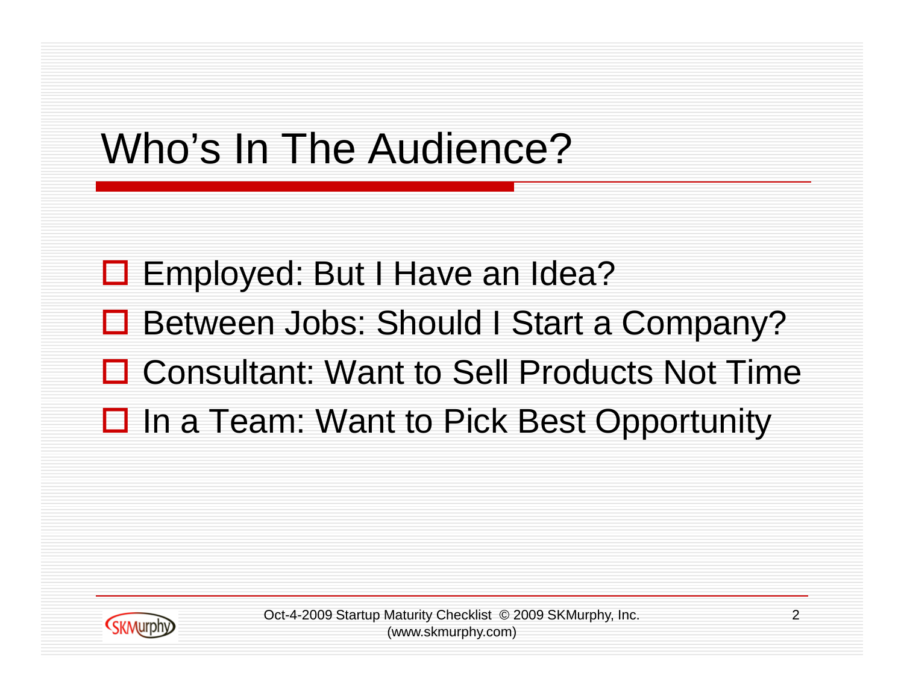# Who's In The Audience?

- Employed: But I Have an Idea?
- Between Jobs: Should I Start a Company?
- Consultant: Want to Sell Products Not Time
- In a Team: Want to Pick Best Opportunity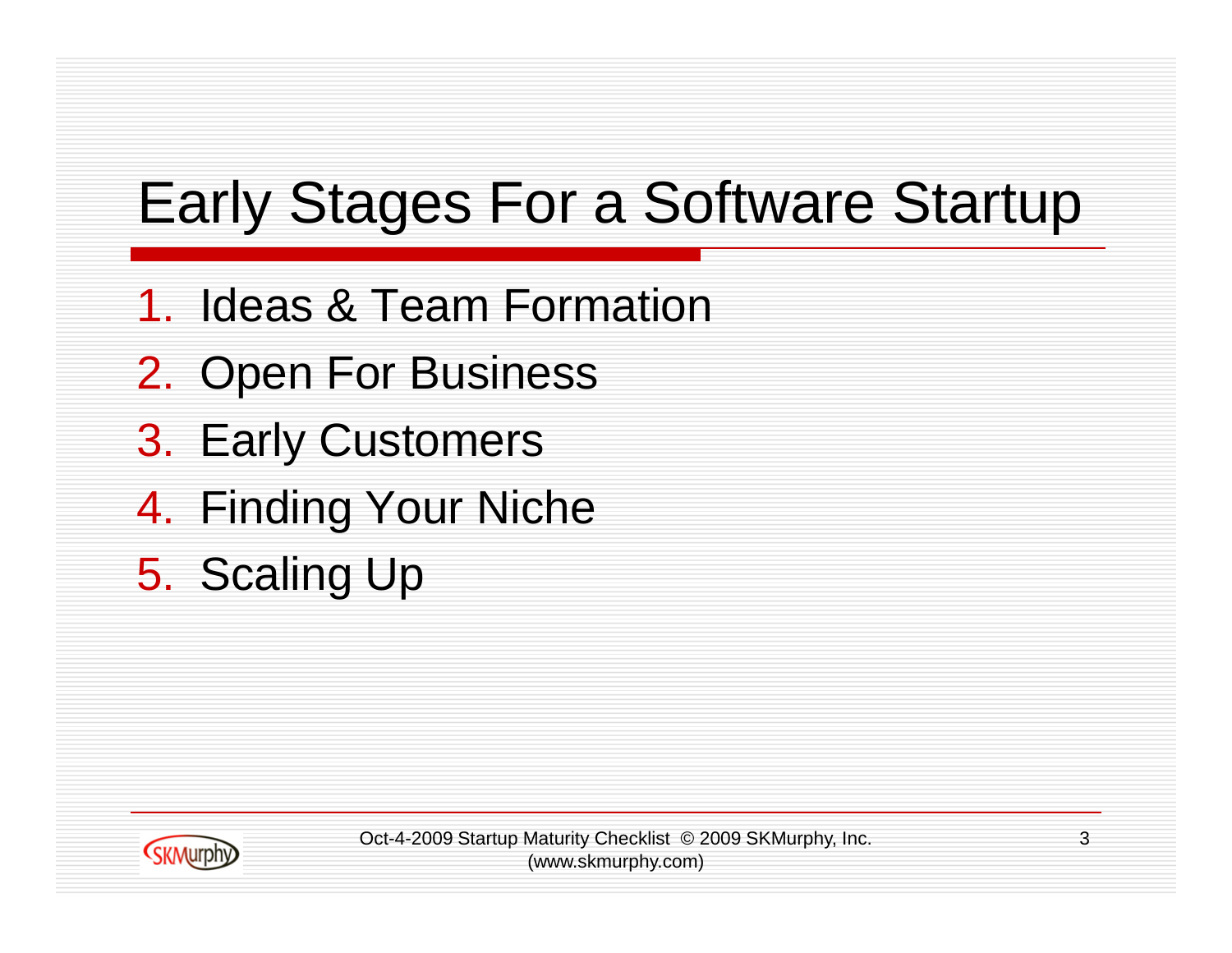# Early Stages For a Software Startup

1. Ideas & Team Formation
2. Open For Business
3. Early Customers
4. Finding Your Niche
5. Scaling Up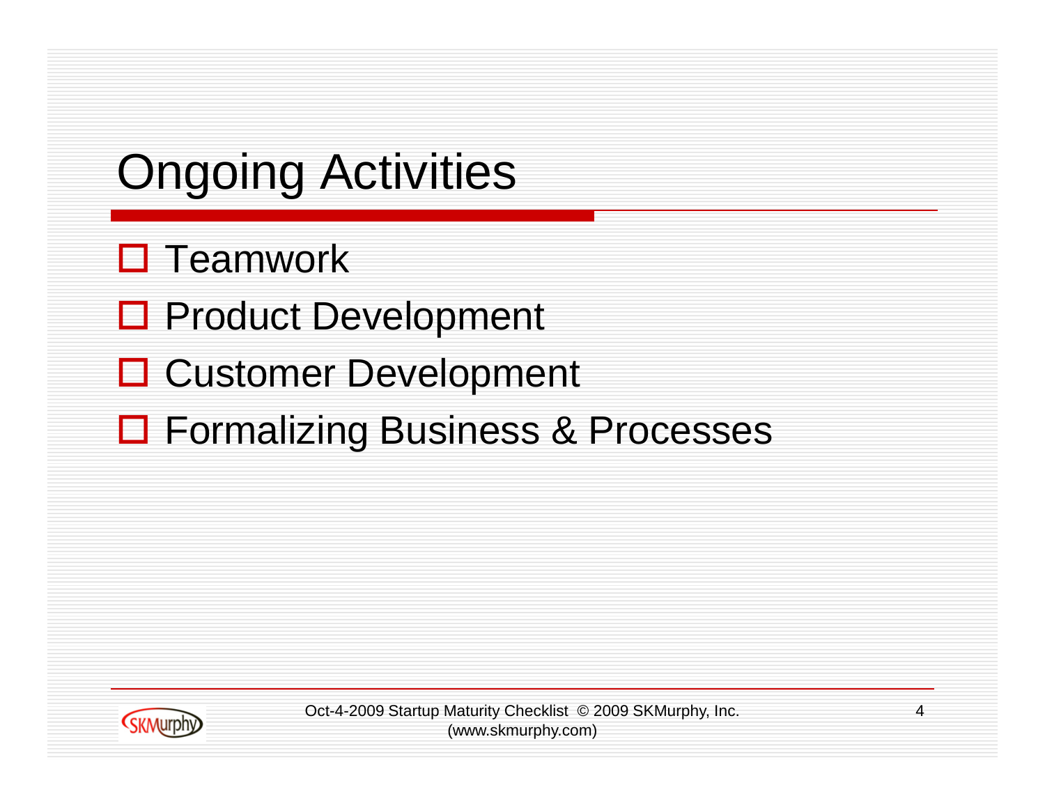# Ongoing Activities

- Teamwork
- Product Development
- Customer Development
- Formalizing Business & Processes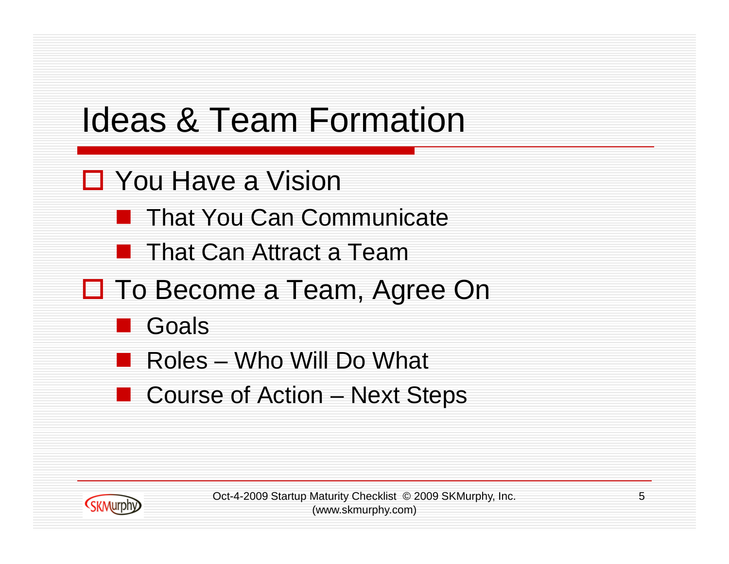# Ideas & Team Formation

- You Have a Vision
  - That You Can Communicate
  - That Can Attract a Team
- To Become a Team, Agree On
  - Goals
  - Roles – Who Will Do What
  - Course of Action – Next Steps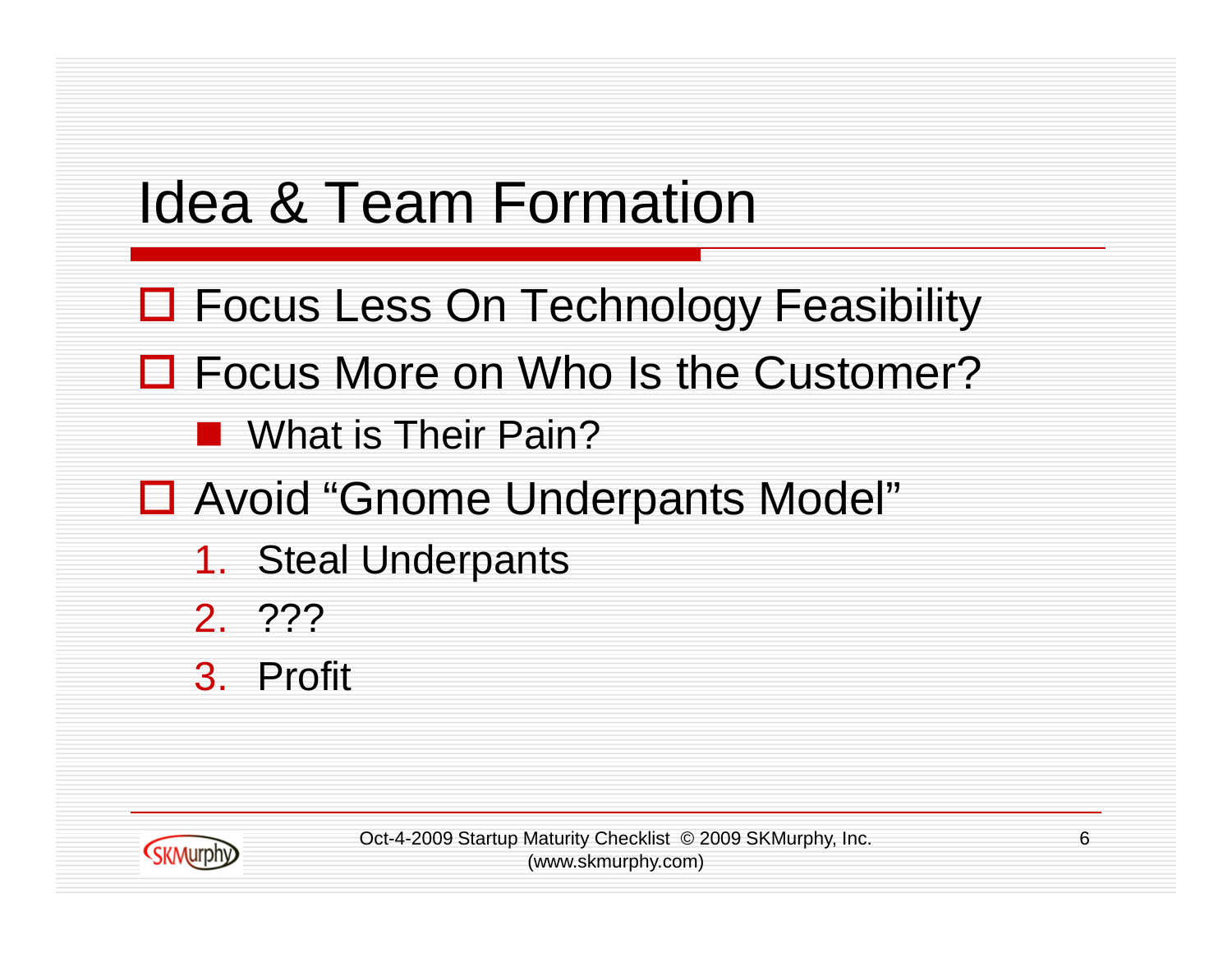# Idea & Team Formation

- Focus Less On Technology Feasibility
- Focus More on Who Is the Customer?
  - What is Their Pain?
- Avoid “Gnome Underpants Model”
  1. Steal Underpants
  2. ???
  3. Profit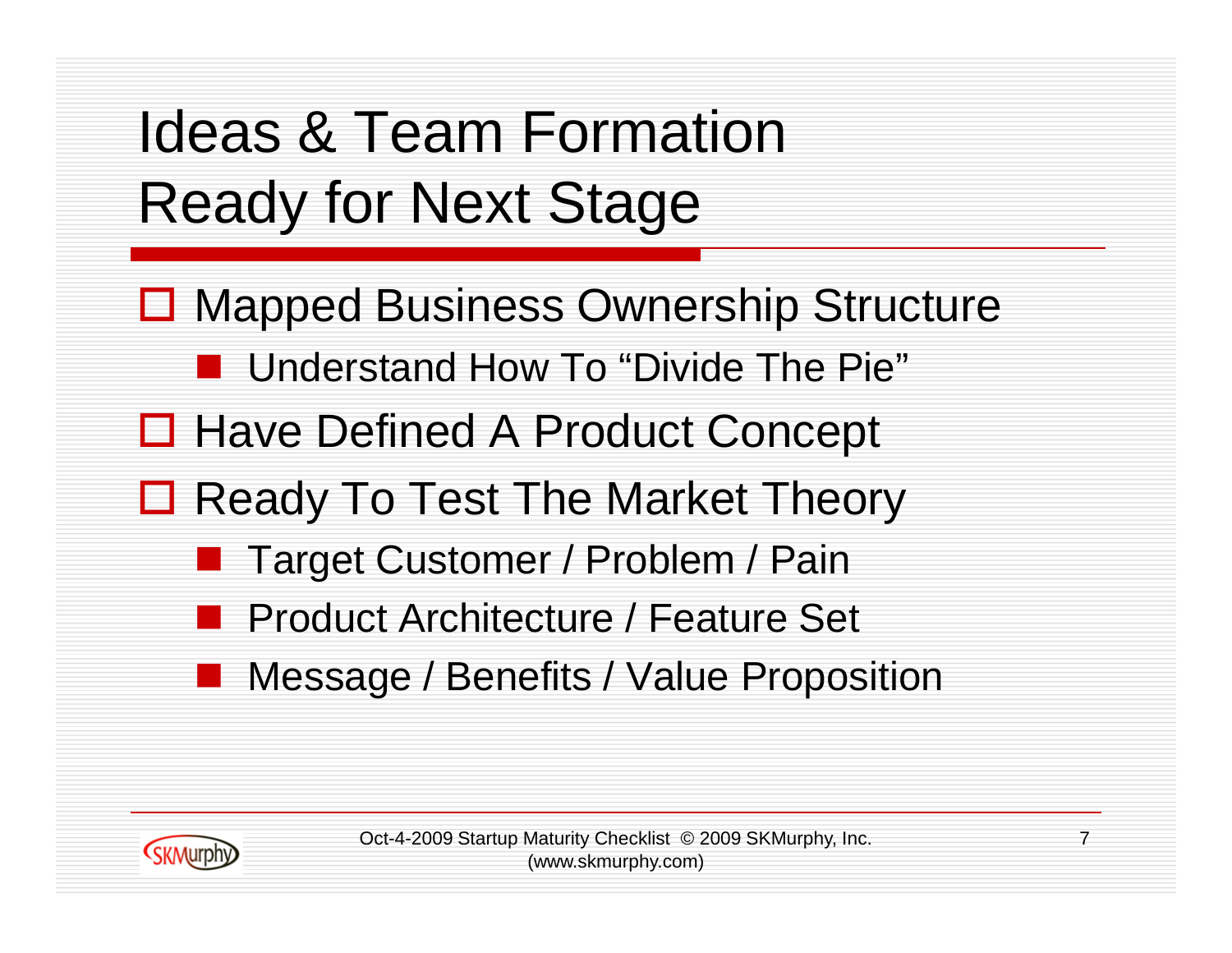# Ideas & Team Formation Ready for Next Stage

- Mapped Business Ownership Structure
  - Understand How To "Divide The Pie"
- Have Defined A Product Concept
- Ready To Test The Market Theory
  - Target Customer / Problem / Pain
  - Product Architecture / Feature Set
  - Message / Benefits / Value Proposition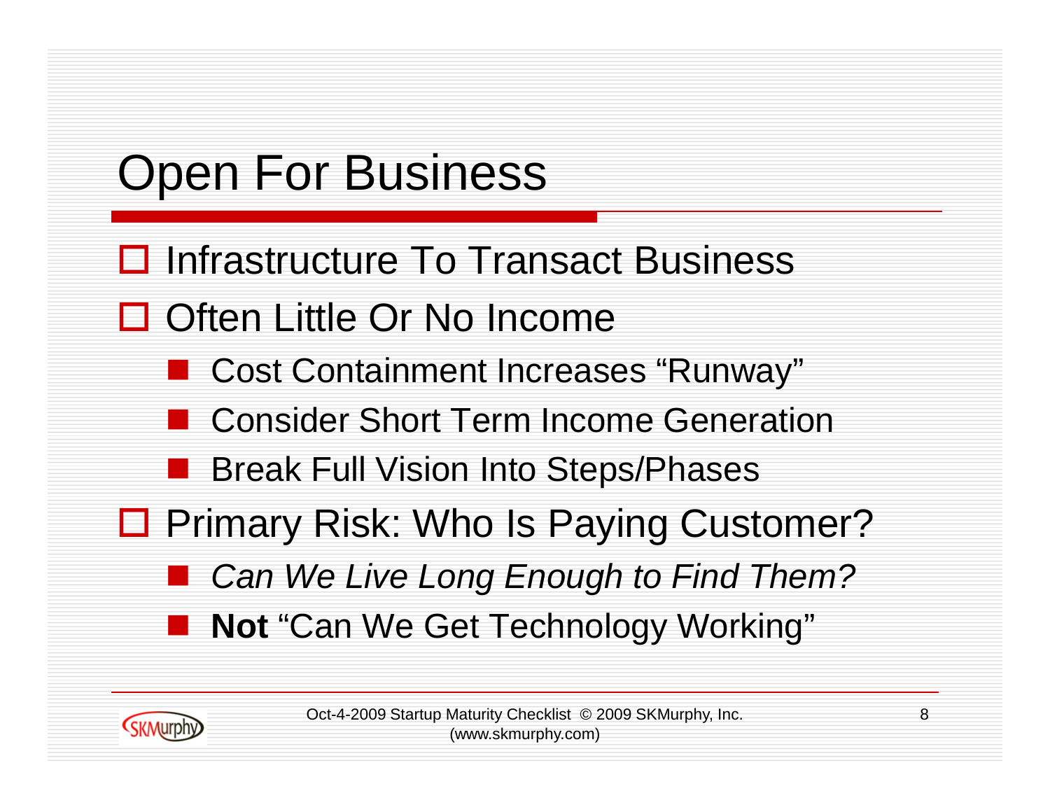# Open For Business

- Infrastructure To Transact Business
- Often Little Or No Income
  - Cost Containment Increases “Runway”
  - Consider Short Term Income Generation
  - Break Full Vision Into Steps/Phases
- Primary Risk: Who Is Paying Customer?
  - *Can We Live Long Enough to Find Them?*
  - **Not** “Can We Get Technology Working”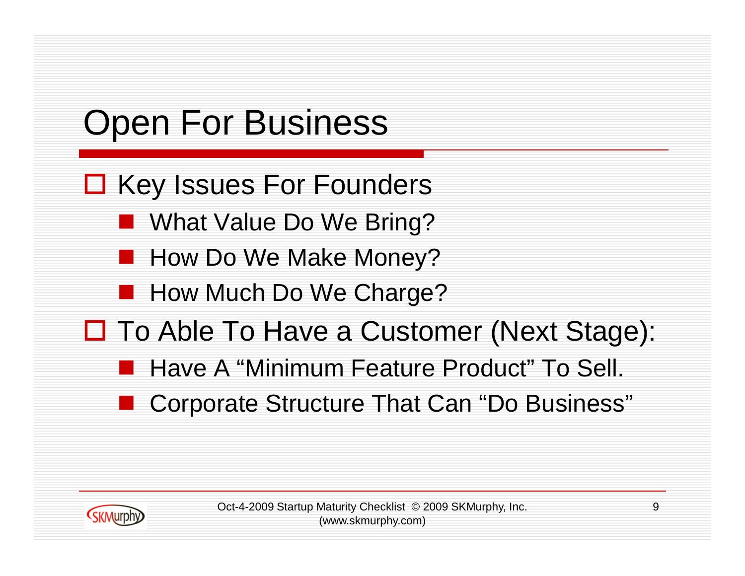# Open For Business

- Key Issues For Founders
  - What Value Do We Bring?
  - How Do We Make Money?
  - How Much Do We Charge?
- To Able To Have a Customer (Next Stage):
  - Have A "Minimum Feature Product" To Sell.
  - Corporate Structure That Can "Do Business"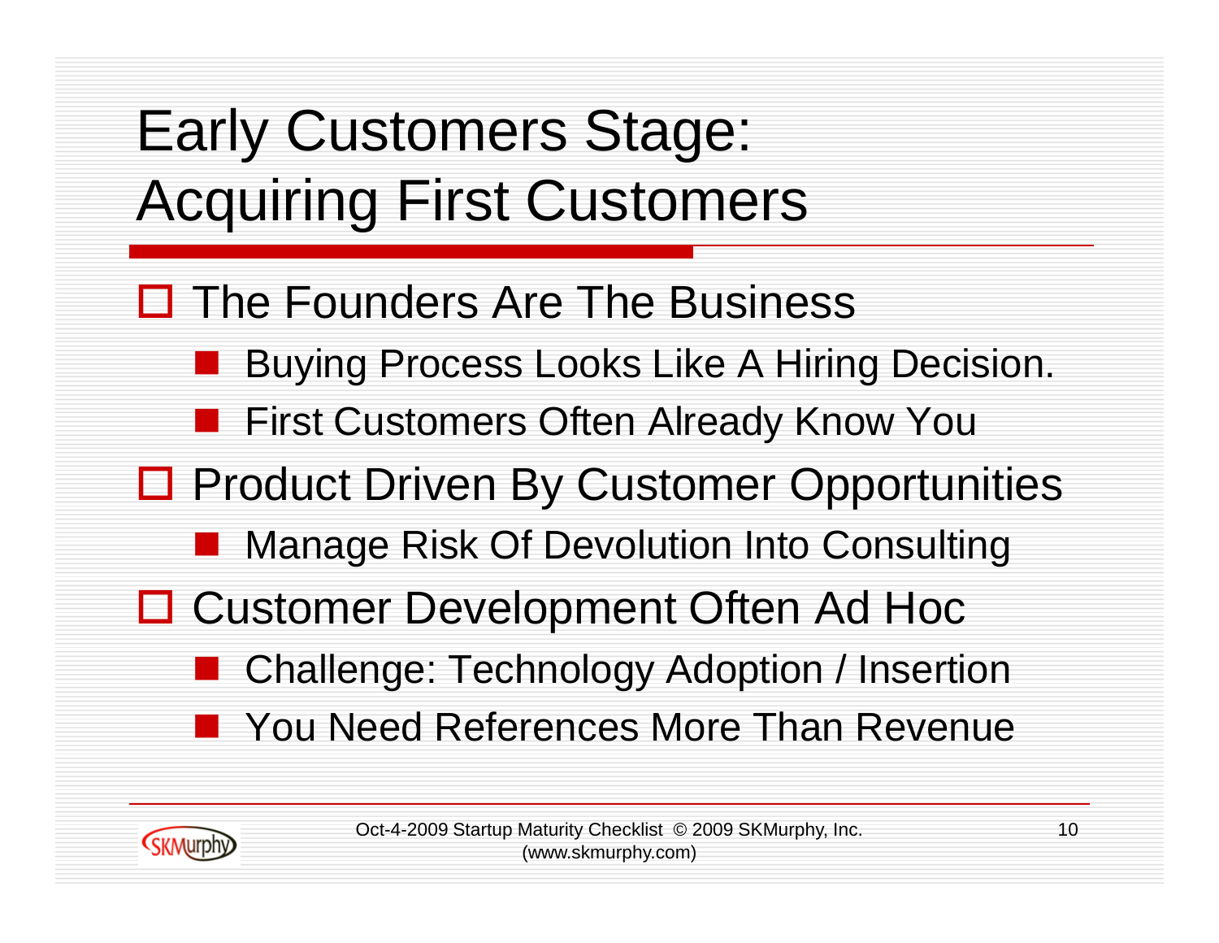# Early Customers Stage: Acquiring First Customers

- The Founders Are The Business
  - Buying Process Looks Like A Hiring Decision.
  - First Customers Often Already Know You
- Product Driven By Customer Opportunities
  - Manage Risk Of Devolution Into Consulting
- Customer Development Often Ad Hoc
  - Challenge: Technology Adoption / Insertion
  - You Need References More Than Revenue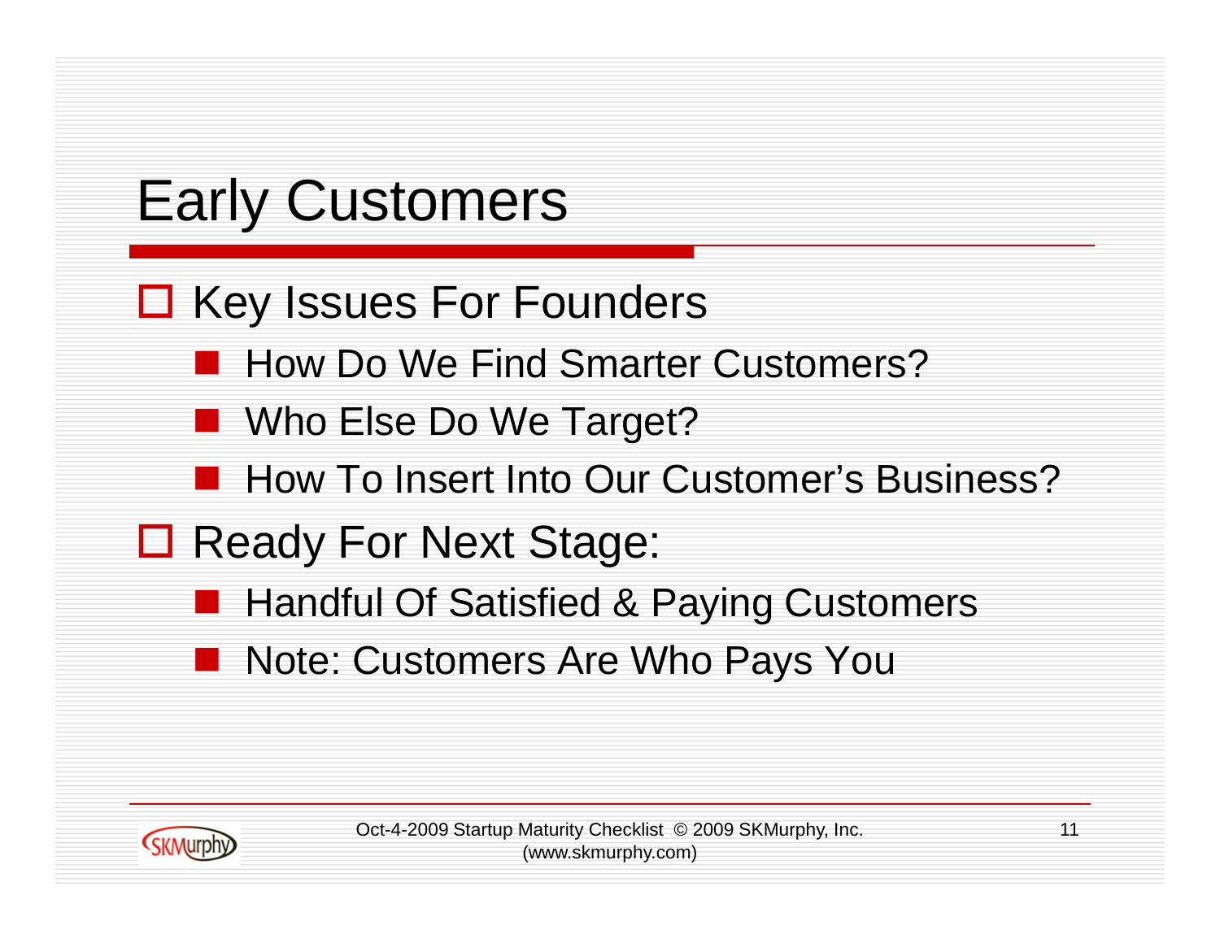# Early Customers

- Key Issues For Founders
  - How Do We Find Smarter Customers?
  - Who Else Do We Target?
  - How To Insert Into Our Customer's Business?
- Ready For Next Stage:
  - Handful Of Satisfied & Paying Customers
  - Note: Customers Are Who Pays You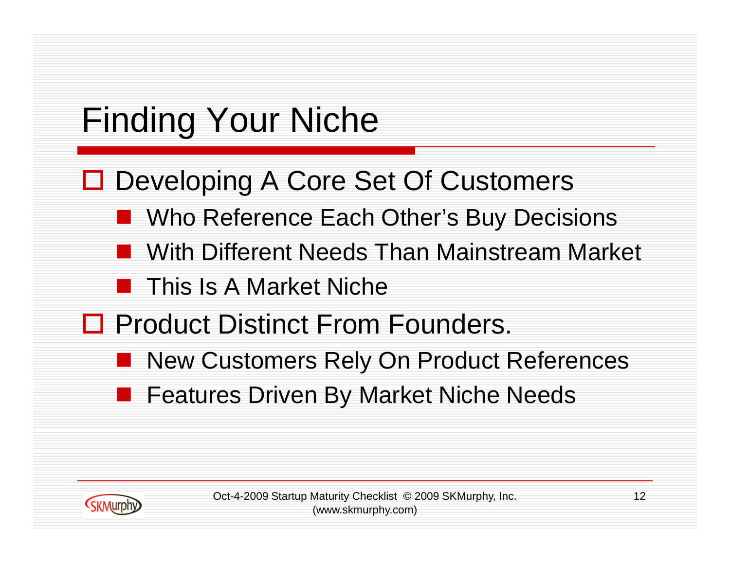# Finding Your Niche

- Developing A Core Set Of Customers
  - Who Reference Each Other's Buy Decisions
  - With Different Needs Than Mainstream Market
  - This Is A Market Niche
- Product Distinct From Founders.
  - New Customers Rely On Product References
  - Features Driven By Market Niche Needs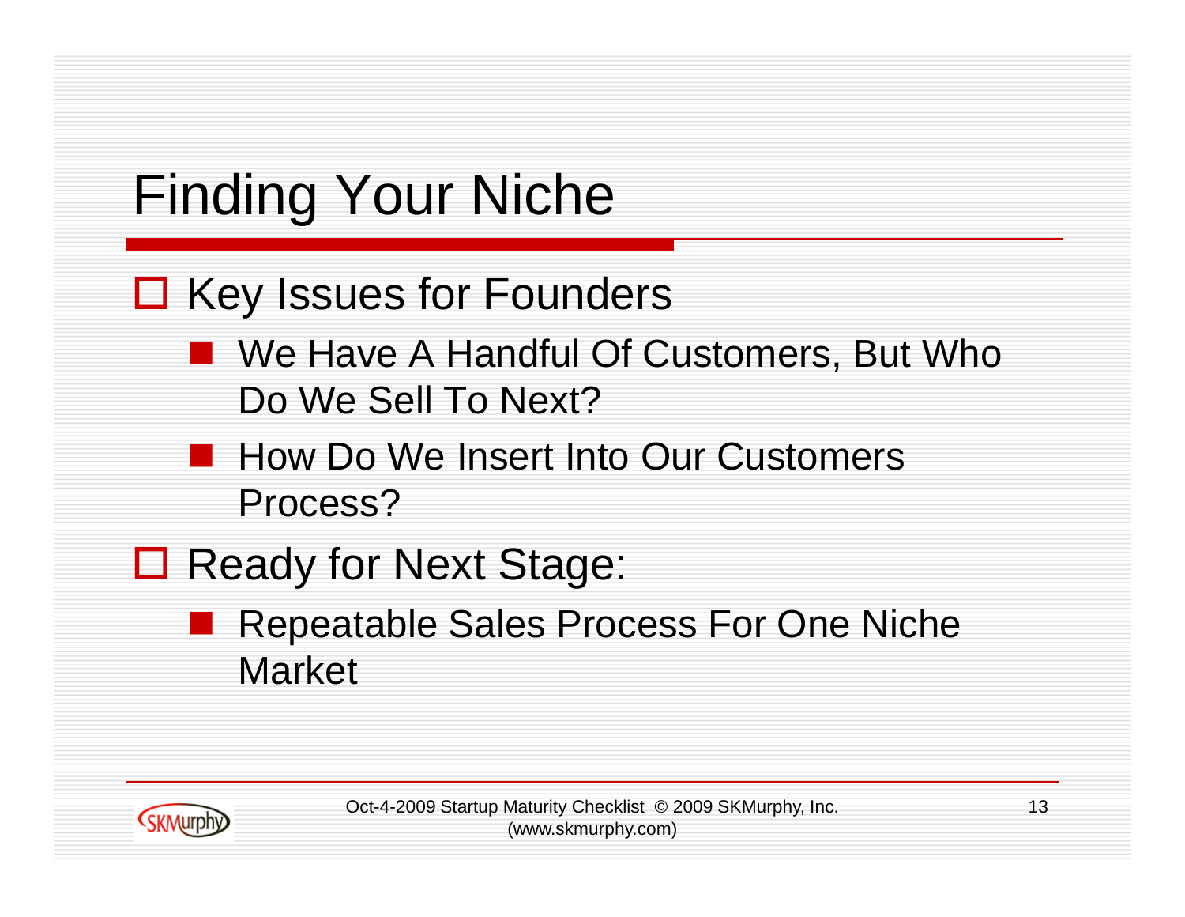# Finding Your Niche

- Key Issues for Founders
  - We Have A Handful Of Customers, But Who Do We Sell To Next?
  - How Do We Insert Into Our Customers Process?
- Ready for Next Stage:
  - Repeatable Sales Process For One Niche Market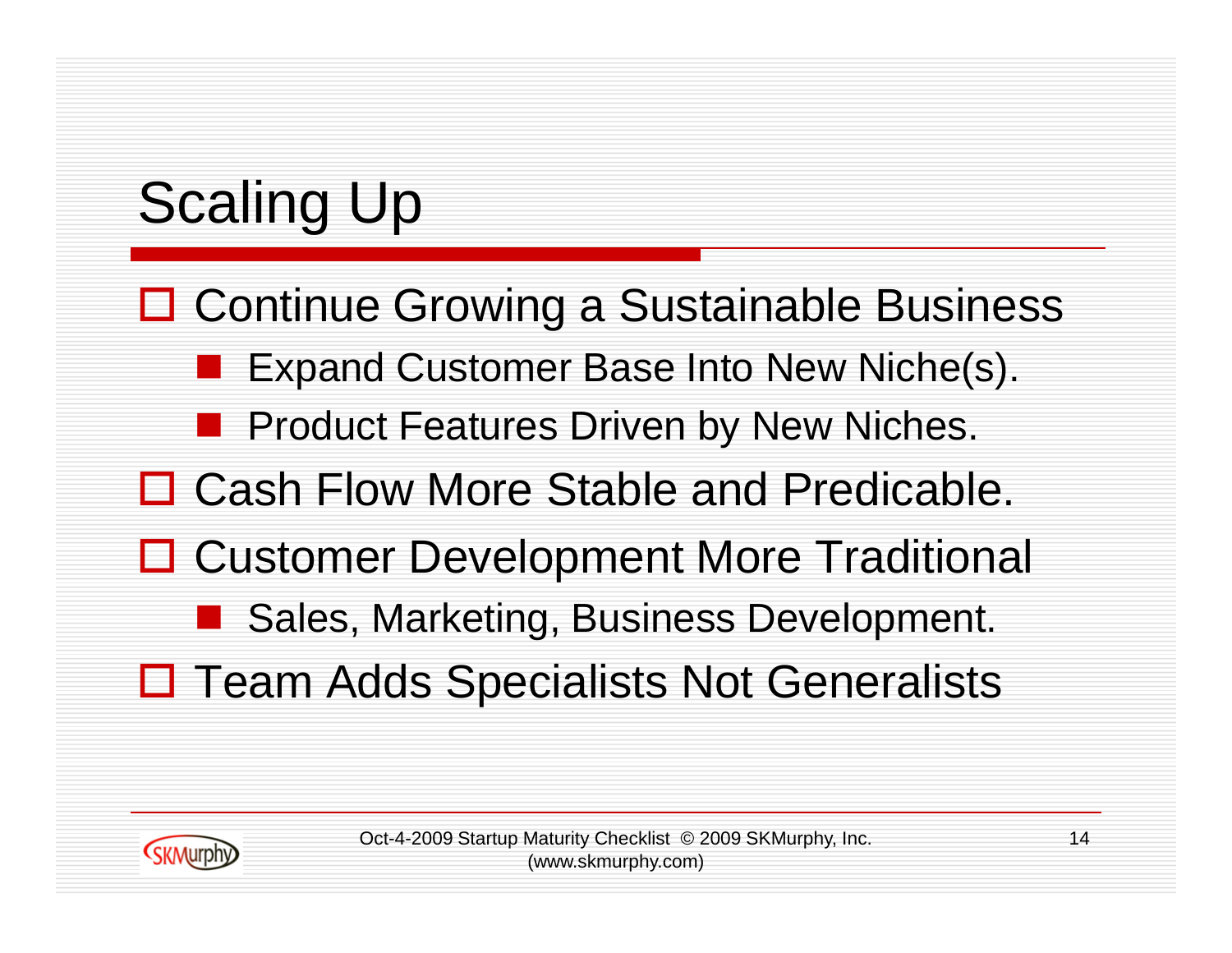# Scaling Up

- Continue Growing a Sustainable Business
  - Expand Customer Base Into New Niche(s).
  - Product Features Driven by New Niches.
- Cash Flow More Stable and Predicable.
- Customer Development More Traditional
  - Sales, Marketing, Business Development.
- Team Adds Specialists Not Generalists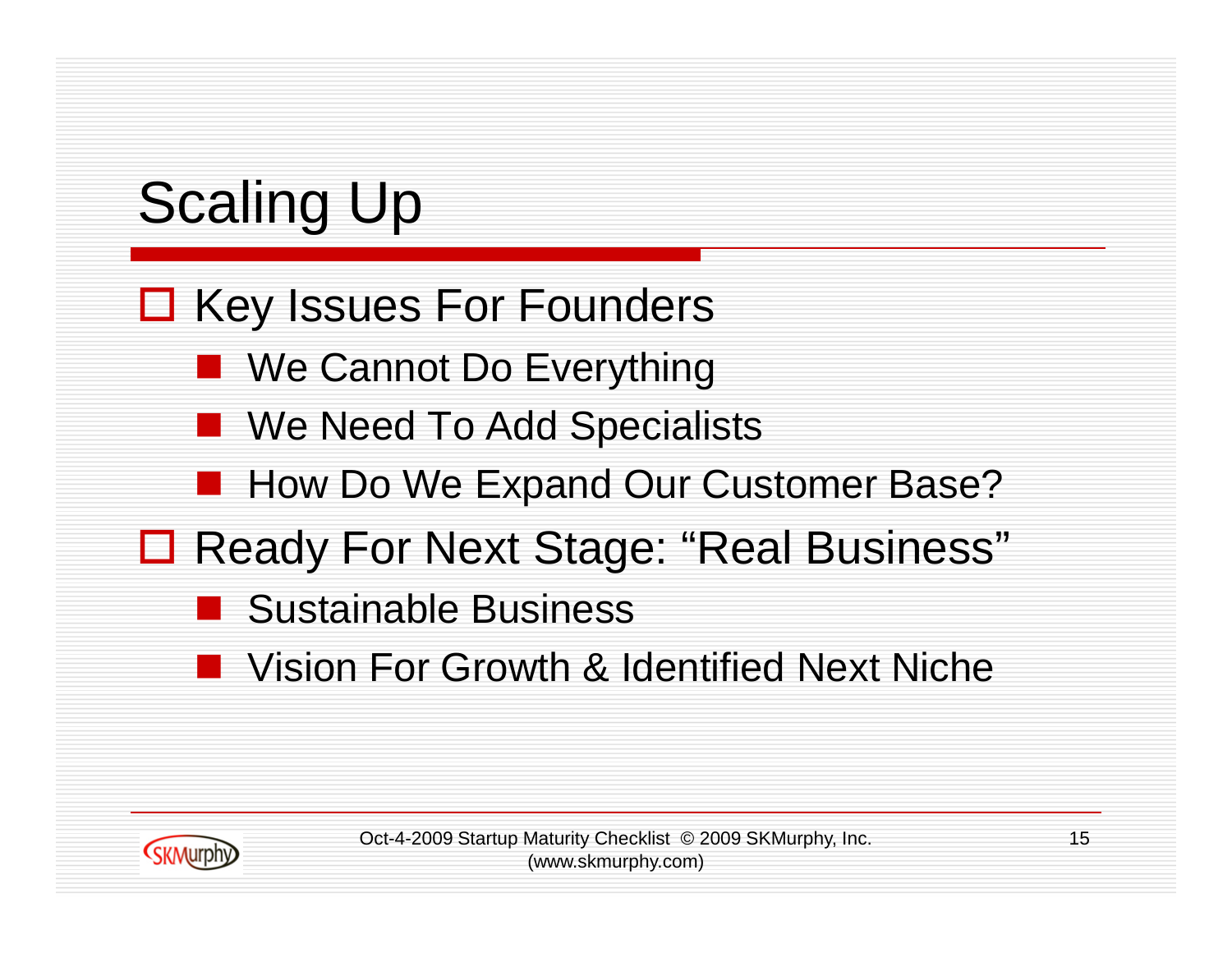# Scaling Up

- Key Issues For Founders
  - We Cannot Do Everything
  - We Need To Add Specialists
  - How Do We Expand Our Customer Base?
- Ready For Next Stage: “Real Business”
  - Sustainable Business
  - Vision For Growth & Identified Next Niche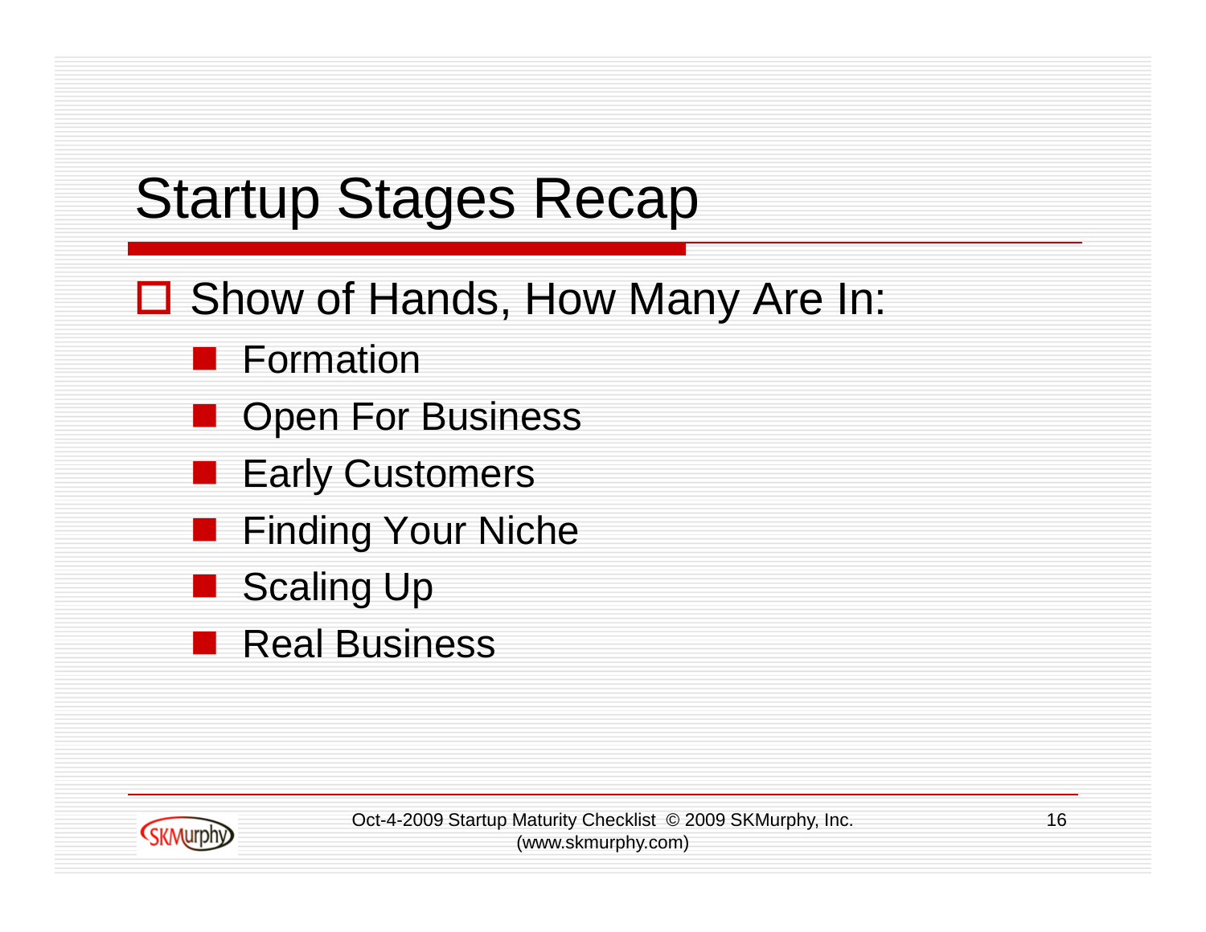# Startup Stages Recap

- Show of Hands, How Many Are In:
  - Formation
  - Open For Business
  - Early Customers
  - Finding Your Niche
  - Scaling Up
  - Real Business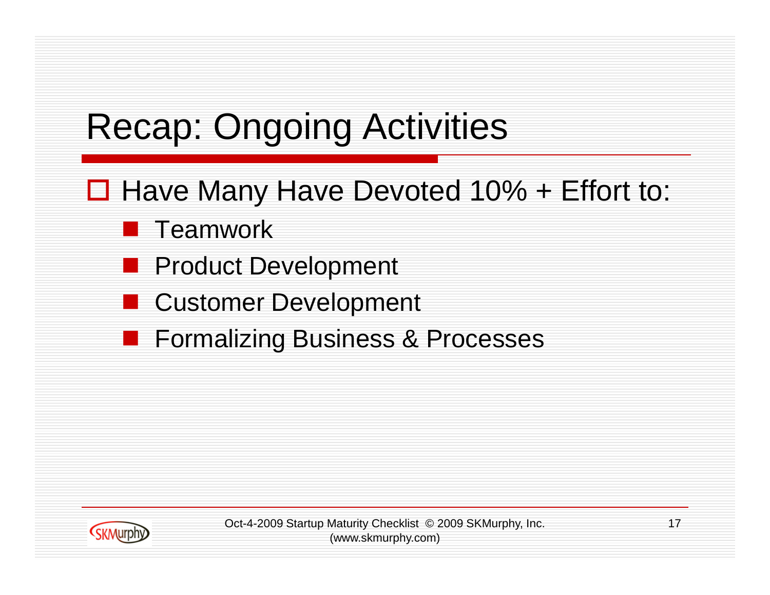# Recap: Ongoing Activities

- Have Many Have Devoted 10% + Effort to:
  - Teamwork
  - Product Development
  - Customer Development
  - Formalizing Business & Processes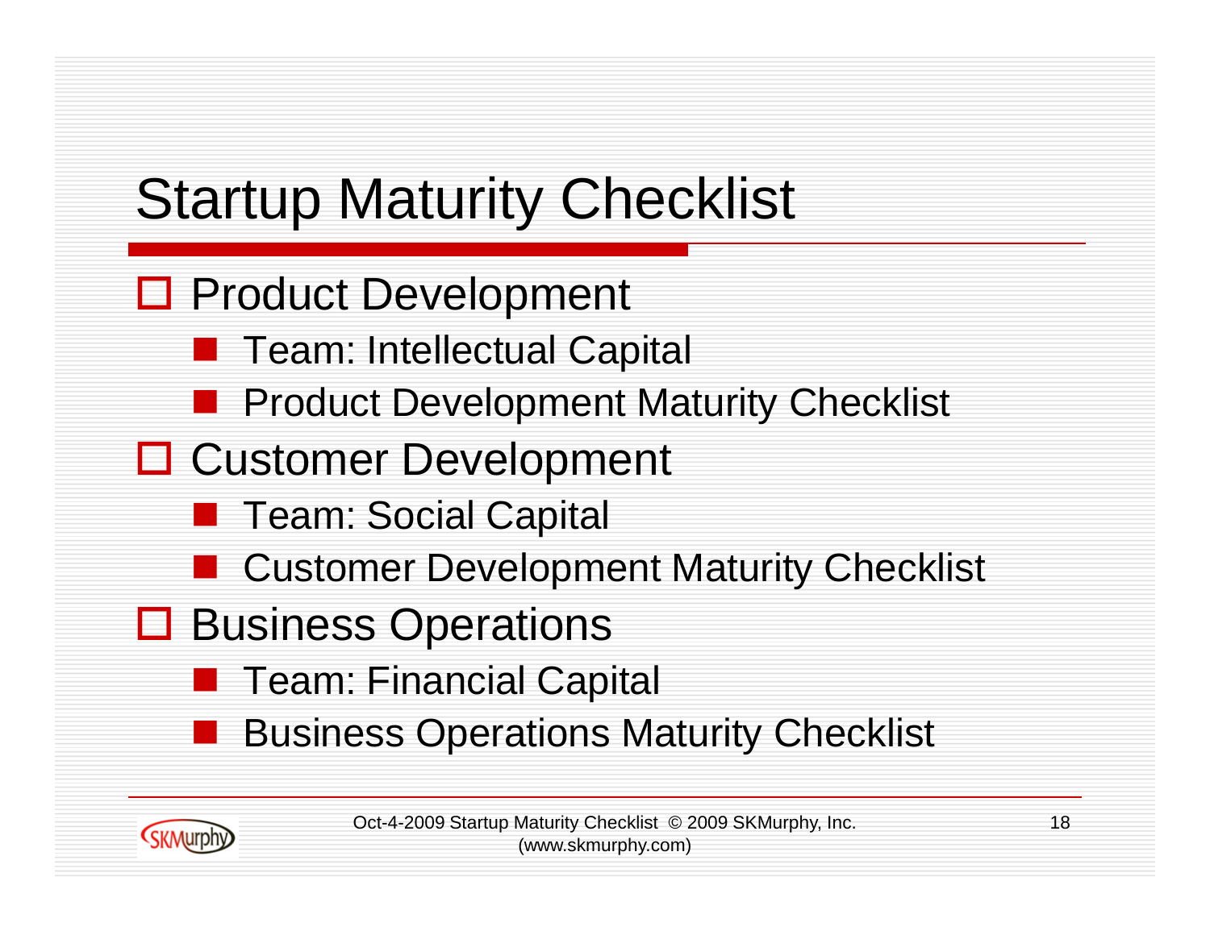# Startup Maturity Checklist

- Product Development
  - Team: Intellectual Capital
  - Product Development Maturity Checklist
- Customer Development
  - Team: Social Capital
  - Customer Development Maturity Checklist
- Business Operations
  - Team: Financial Capital
  - Business Operations Maturity Checklist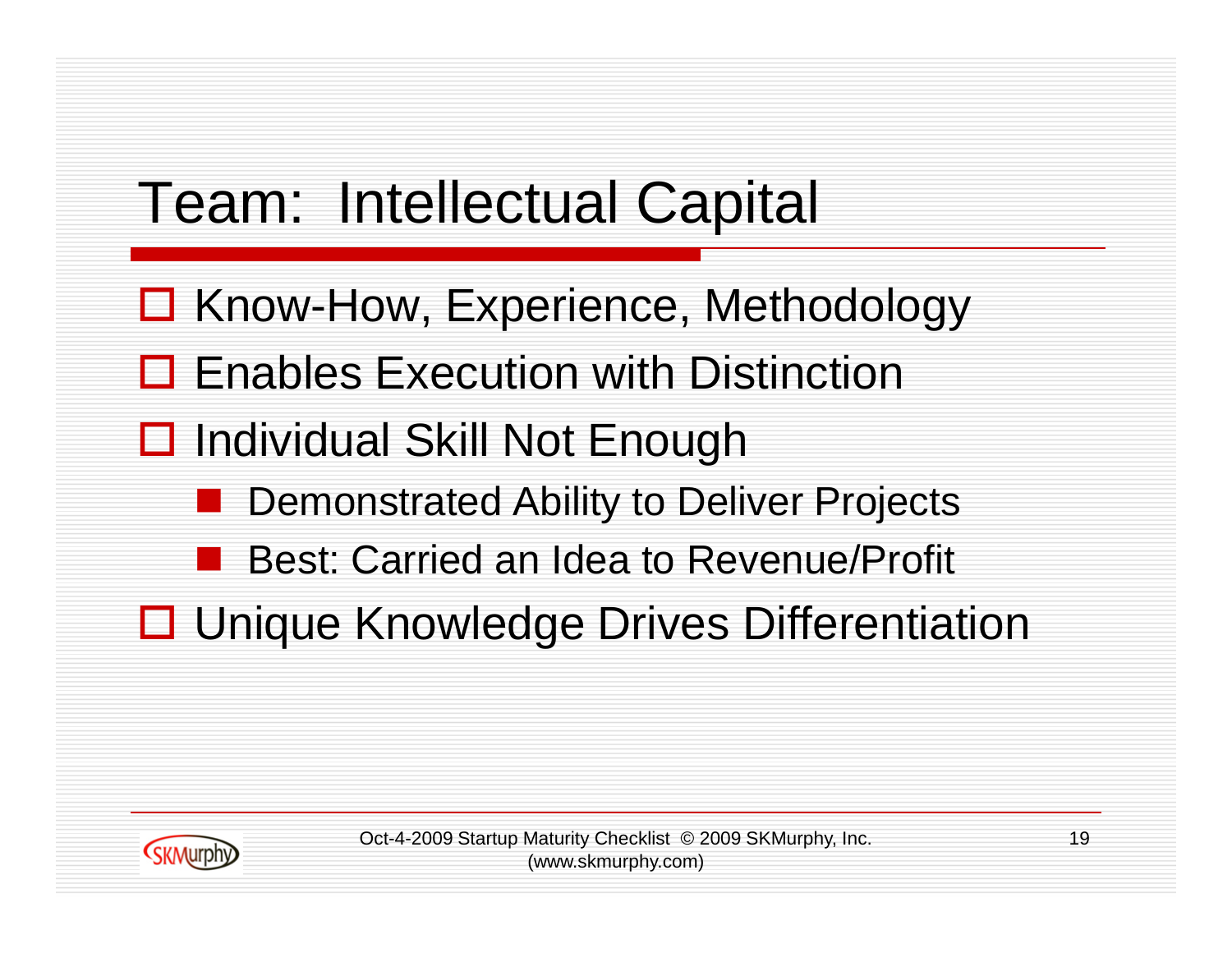# Team: Intellectual Capital

- Know-How, Experience, Methodology
- Enables Execution with Distinction
- Individual Skill Not Enough
  - Demonstrated Ability to Deliver Projects
  - Best: Carried an Idea to Revenue/Profit
- Unique Knowledge Drives Differentiation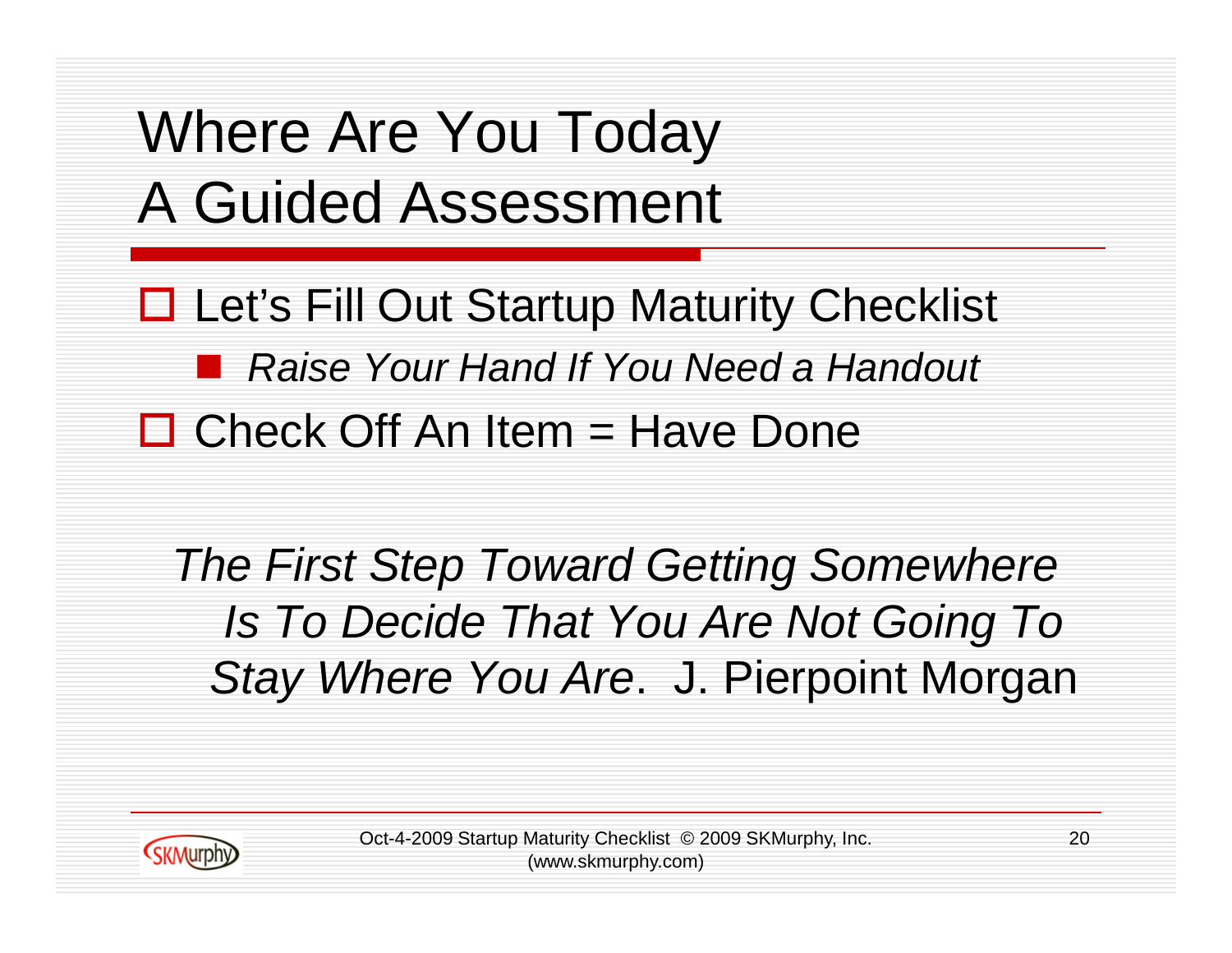# Where Are You Today
# A Guided Assessment

- Let's Fill Out Startup Maturity Checklist
  - *Raise Your Hand If You Need a Handout*
- Check Off An Item = Have Done

*The First Step Toward Getting Somewhere Is To Decide That You Are Not Going To Stay Where You Are*. J. Pierpoint Morgan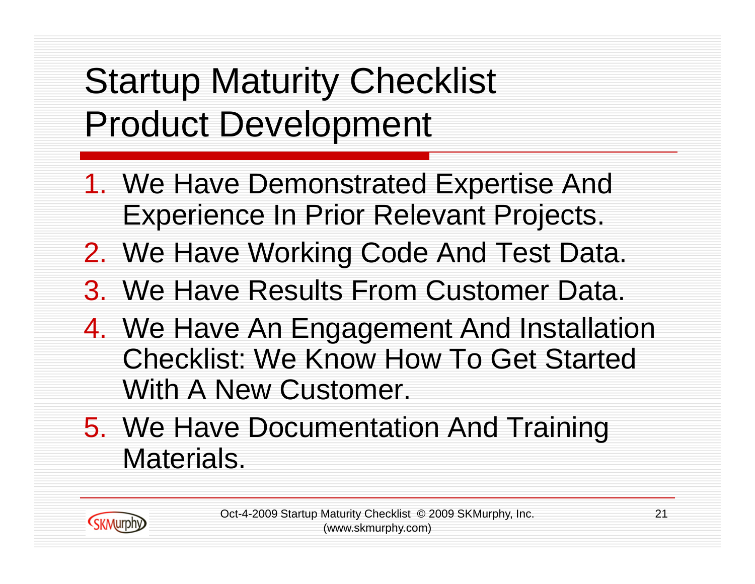# Startup Maturity Checklist
## Product Development

1. We Have Demonstrated Expertise And Experience In Prior Relevant Projects.
2. We Have Working Code And Test Data.
3. We Have Results From Customer Data.
4. We Have An Engagement And Installation Checklist: We Know How To Get Started With A New Customer.
5. We Have Documentation And Training Materials.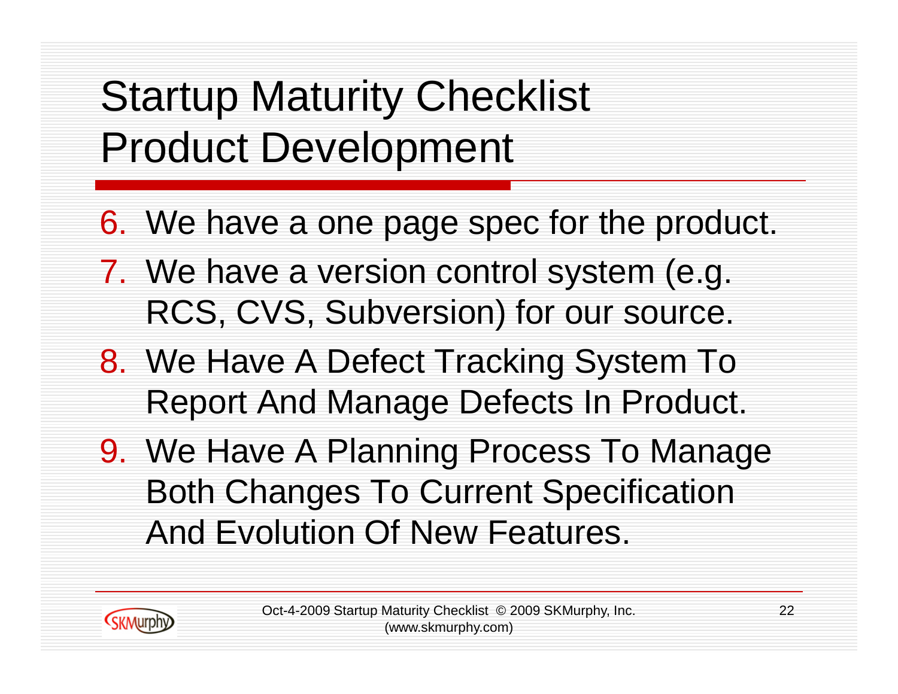# Startup Maturity Checklist Product Development

6. We have a one page spec for the product.
7. We have a version control system (e.g. RCS, CVS, Subversion) for our source.
8. We Have A Defect Tracking System To Report And Manage Defects In Product.
9. We Have A Planning Process To Manage Both Changes To Current Specification And Evolution Of New Features.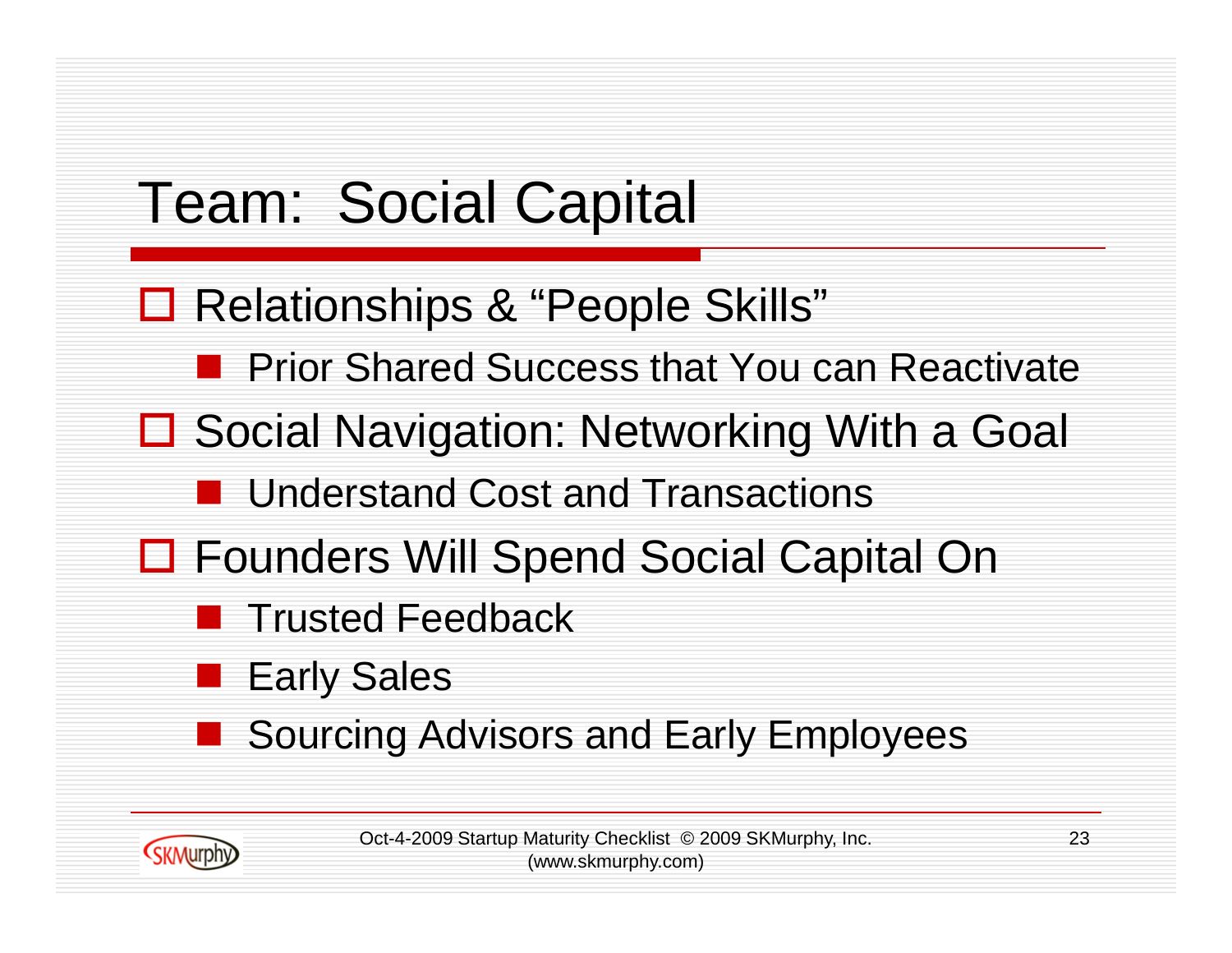# Team: Social Capital

- Relationships & “People Skills”
  - Prior Shared Success that You can Reactivate
- Social Navigation: Networking With a Goal
  - Understand Cost and Transactions
- Founders Will Spend Social Capital On
  - Trusted Feedback
  - Early Sales
  - Sourcing Advisors and Early Employees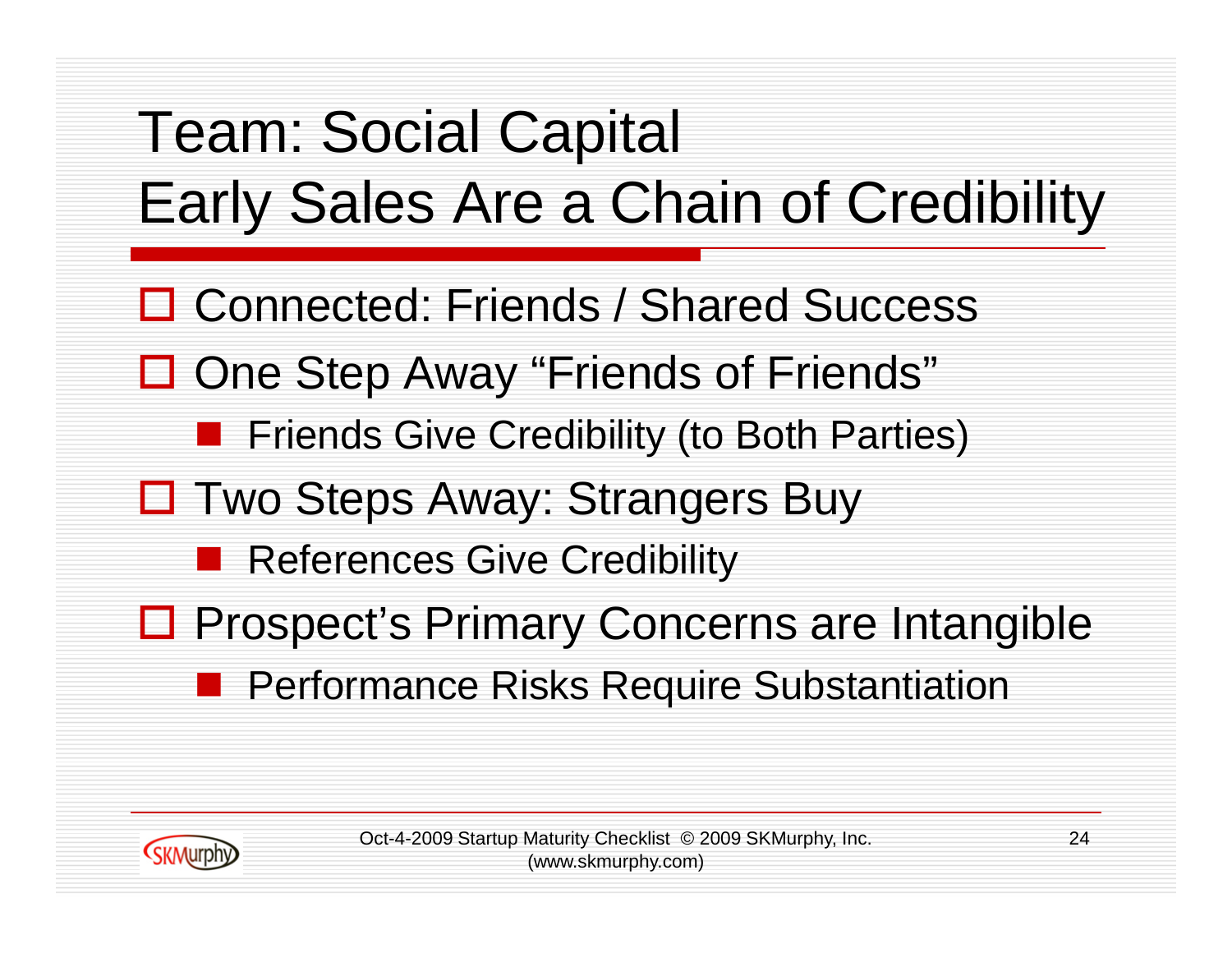# Team: Social Capital
# Early Sales Are a Chain of Credibility

- Connected: Friends / Shared Success
- One Step Away "Friends of Friends"
  - Friends Give Credibility (to Both Parties)
- Two Steps Away: Strangers Buy
  - References Give Credibility
- Prospect's Primary Concerns are Intangible
  - Performance Risks Require Substantiation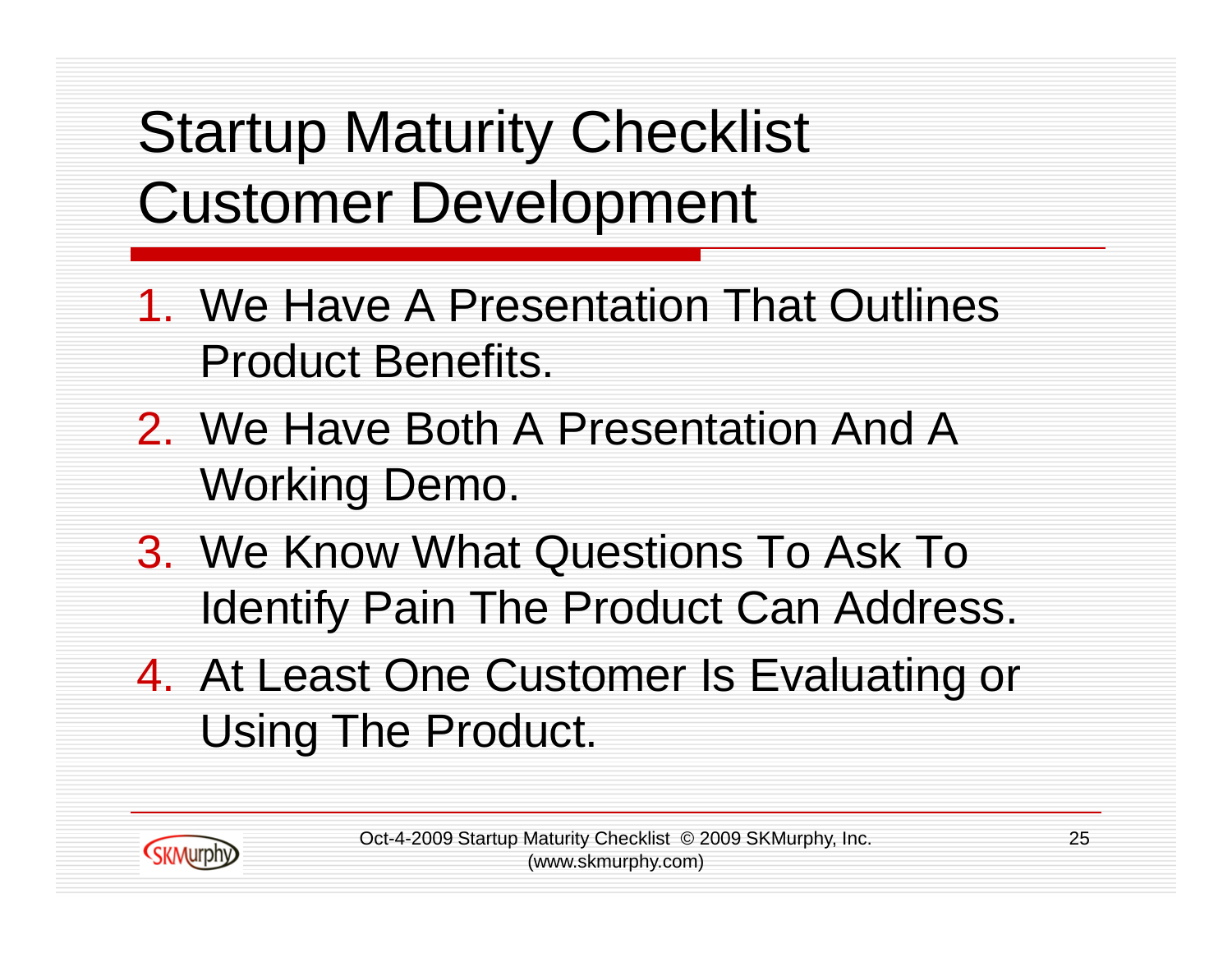# Startup Maturity Checklist Customer Development

1. We Have A Presentation That Outlines Product Benefits.
2. We Have Both A Presentation And A Working Demo.
3. We Know What Questions To Ask To Identify Pain The Product Can Address.
4. At Least One Customer Is Evaluating or Using The Product.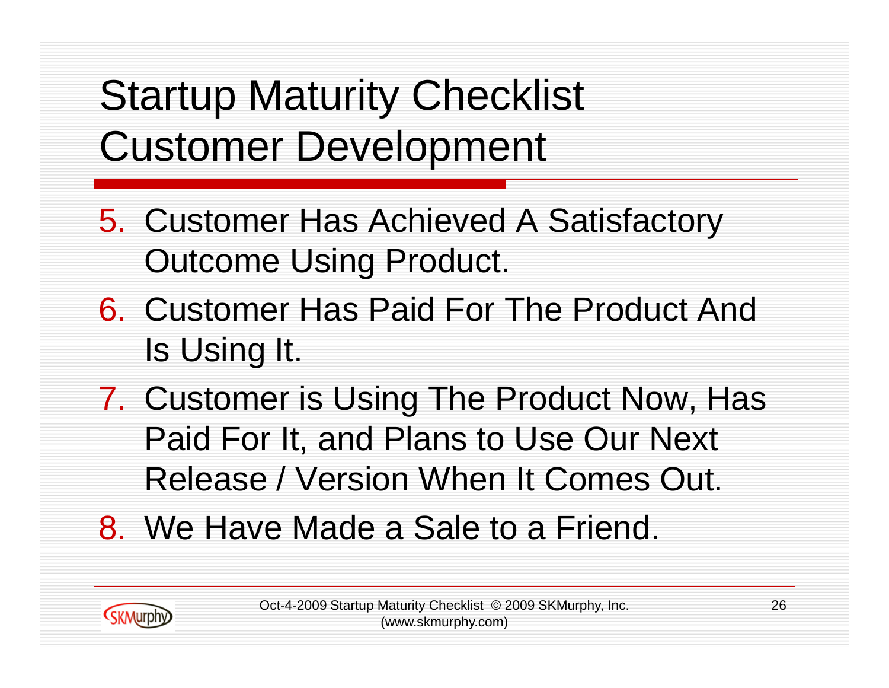# Startup Maturity Checklist
# Customer Development

5. Customer Has Achieved A Satisfactory Outcome Using Product.
6. Customer Has Paid For The Product And Is Using It.
7. Customer is Using The Product Now, Has Paid For It, and Plans to Use Our Next Release / Version When It Comes Out.
8. We Have Made a Sale to a Friend.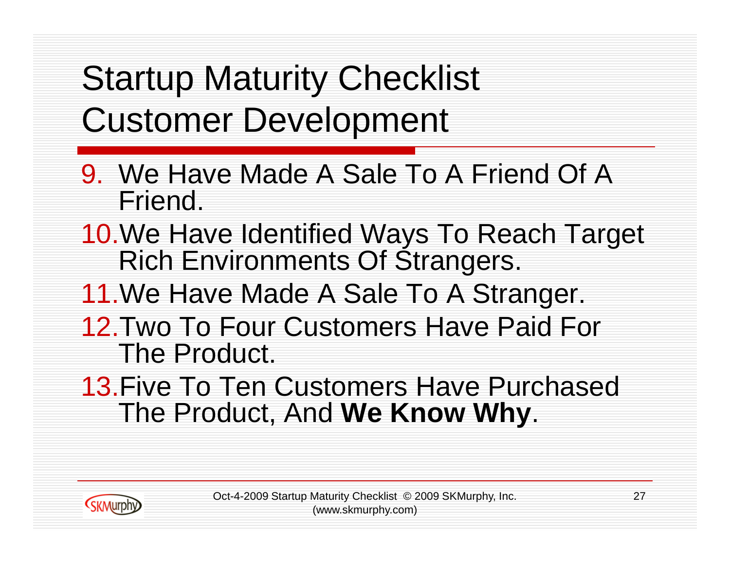# Startup Maturity Checklist Customer Development

9. We Have Made A Sale To A Friend Of A Friend.
10. We Have Identified Ways To Reach Target Rich Environments Of Strangers.
11. We Have Made A Sale To A Stranger.
12. Two To Four Customers Have Paid For The Product.
13. Five To Ten Customers Have Purchased The Product, And **We Know Why**.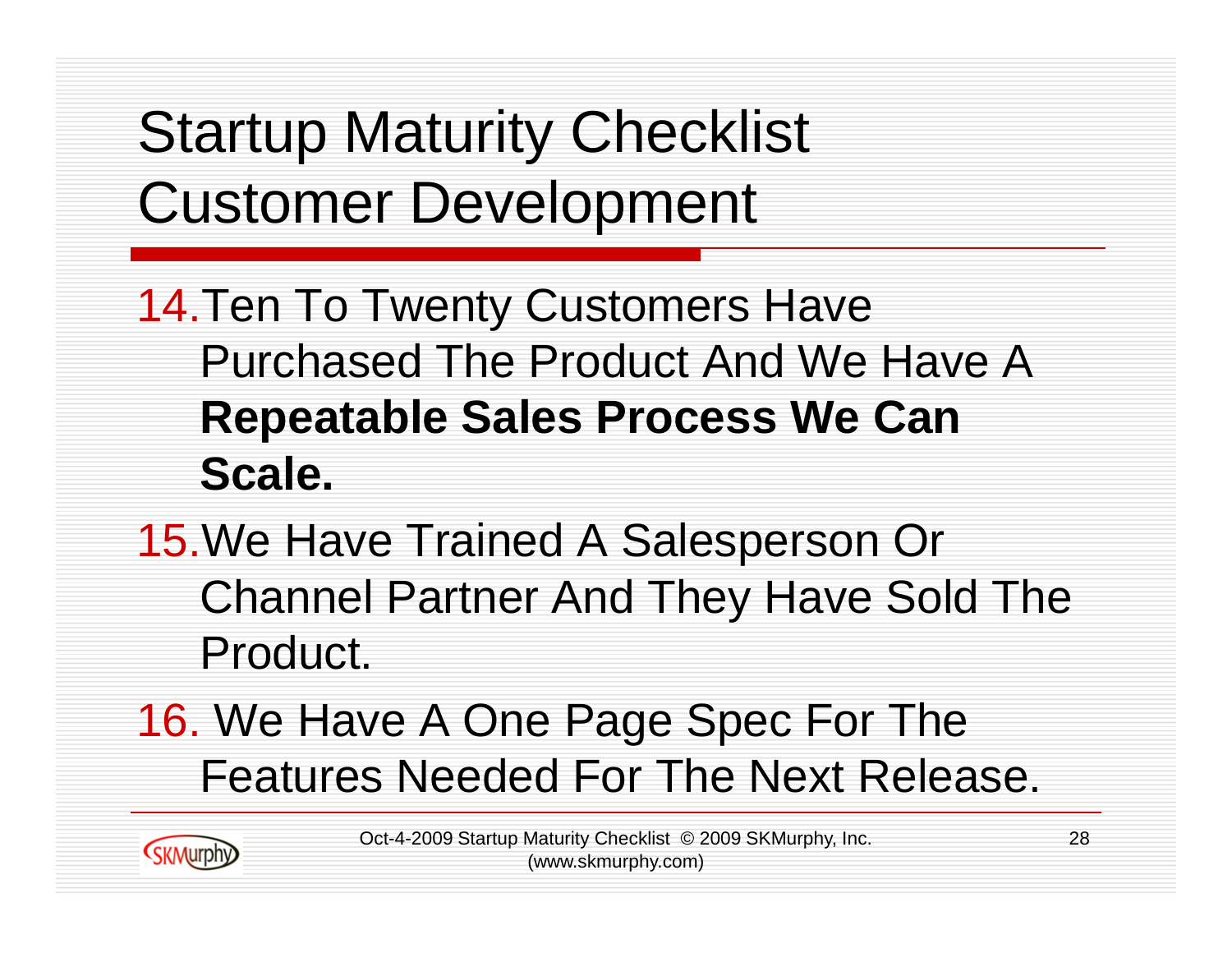# Startup Maturity Checklist Customer Development

14. Ten To Twenty Customers Have Purchased The Product And We Have A **Repeatable Sales Process We Can Scale.**
15. We Have Trained A Salesperson Or Channel Partner And They Have Sold The Product.
16. We Have A One Page Spec For The Features Needed For The Next Release.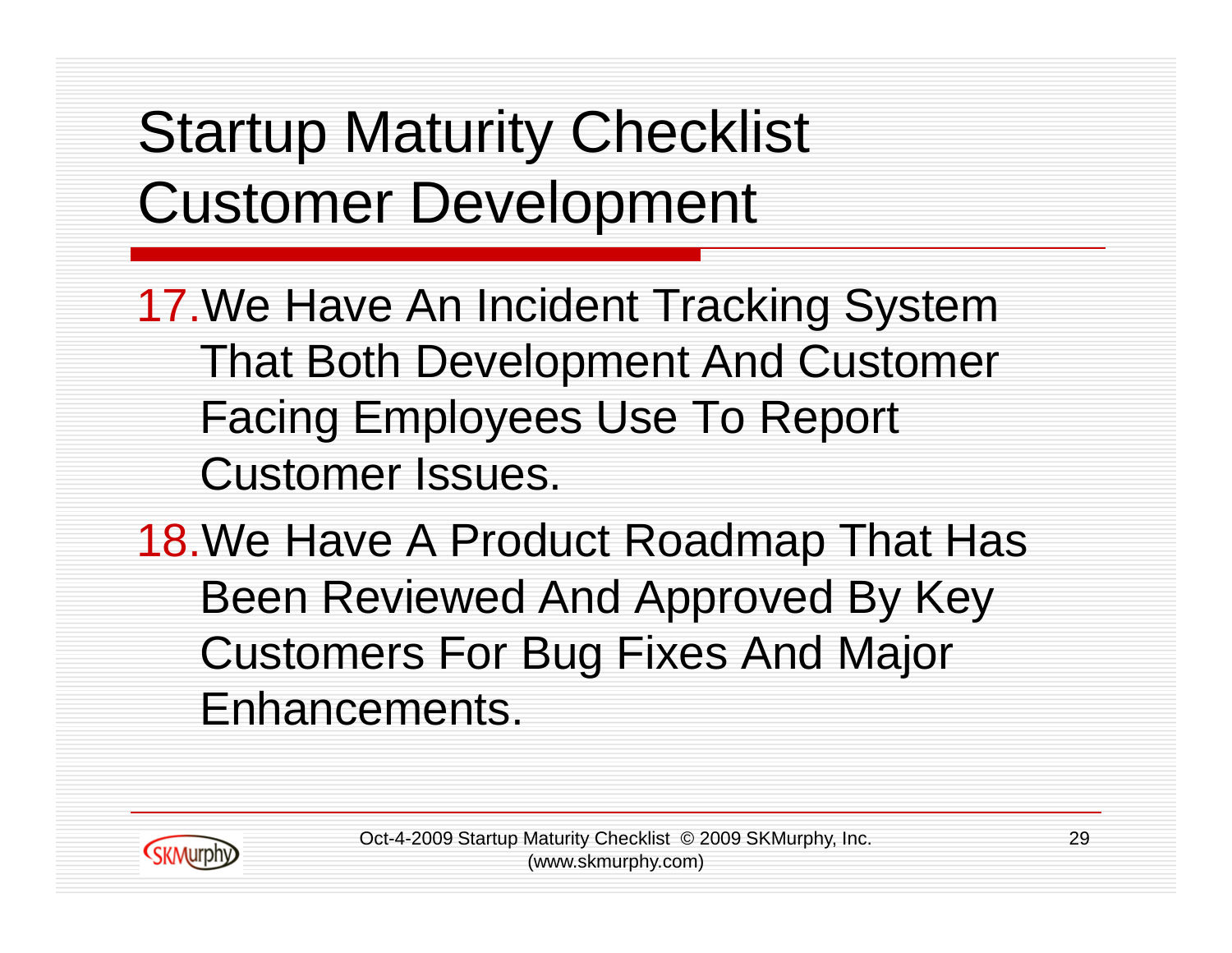# Startup Maturity Checklist Customer Development

17. We Have An Incident Tracking System That Both Development And Customer Facing Employees Use To Report Customer Issues.
18. We Have A Product Roadmap That Has Been Reviewed And Approved By Key Customers For Bug Fixes And Major Enhancements.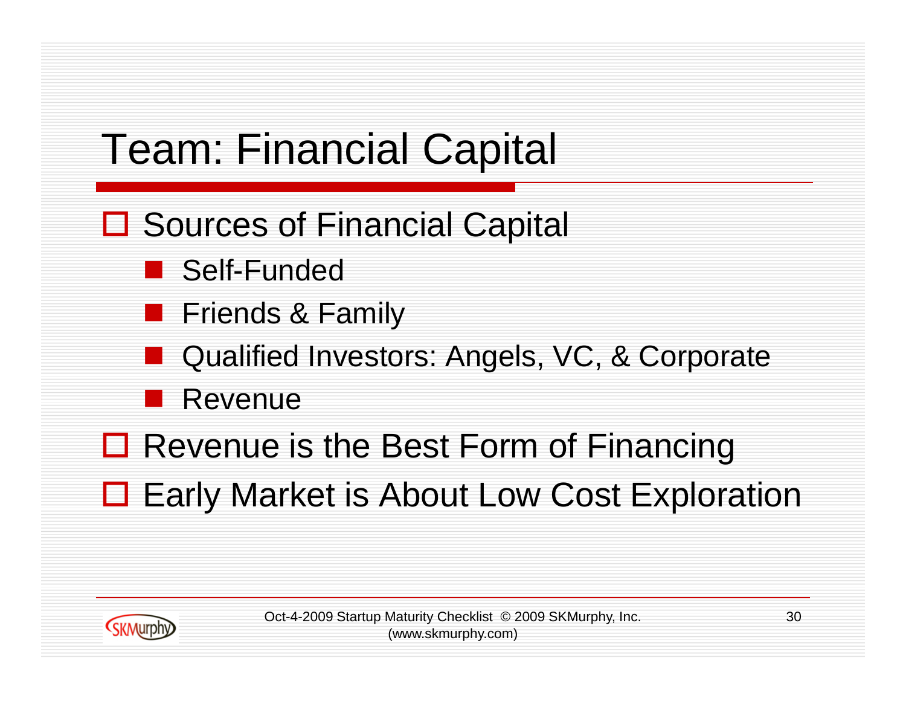# Team: Financial Capital

- Sources of Financial Capital
  - Self-Funded
  - Friends & Family
  - Qualified Investors: Angels, VC, & Corporate
  - Revenue
- Revenue is the Best Form of Financing
- Early Market is About Low Cost Exploration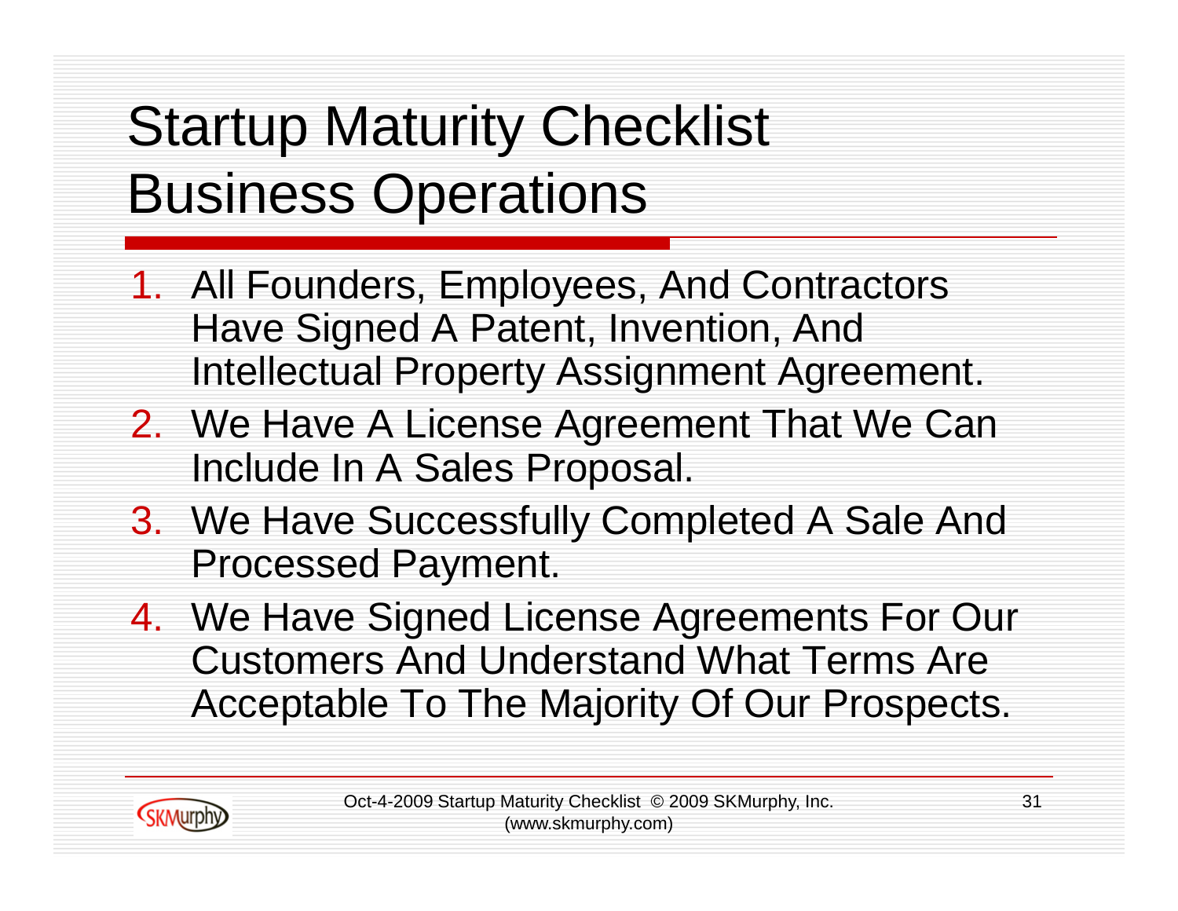# Startup Maturity Checklist Business Operations

1. All Founders, Employees, And Contractors Have Signed A Patent, Invention, And Intellectual Property Assignment Agreement.
2. We Have A License Agreement That We Can Include In A Sales Proposal.
3. We Have Successfully Completed A Sale And Processed Payment.
4. We Have Signed License Agreements For Our Customers And Understand What Terms Are Acceptable To The Majority Of Our Prospects.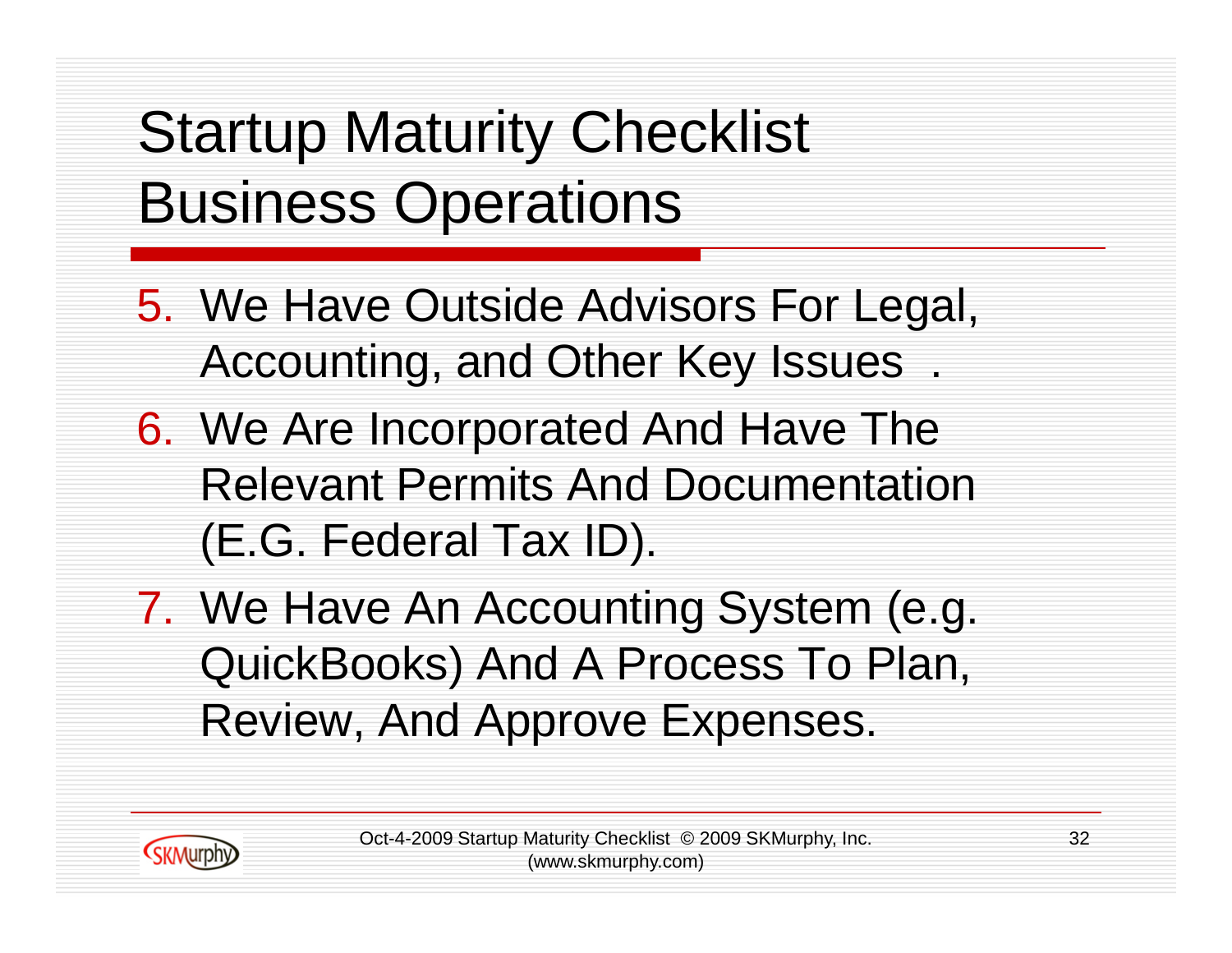# Startup Maturity Checklist
# Business Operations

5. We Have Outside Advisors For Legal, Accounting, and Other Key Issues .
6. We Are Incorporated And Have The Relevant Permits And Documentation (E.G. Federal Tax ID).
7. We Have An Accounting System (e.g. QuickBooks) And A Process To Plan, Review, And Approve Expenses.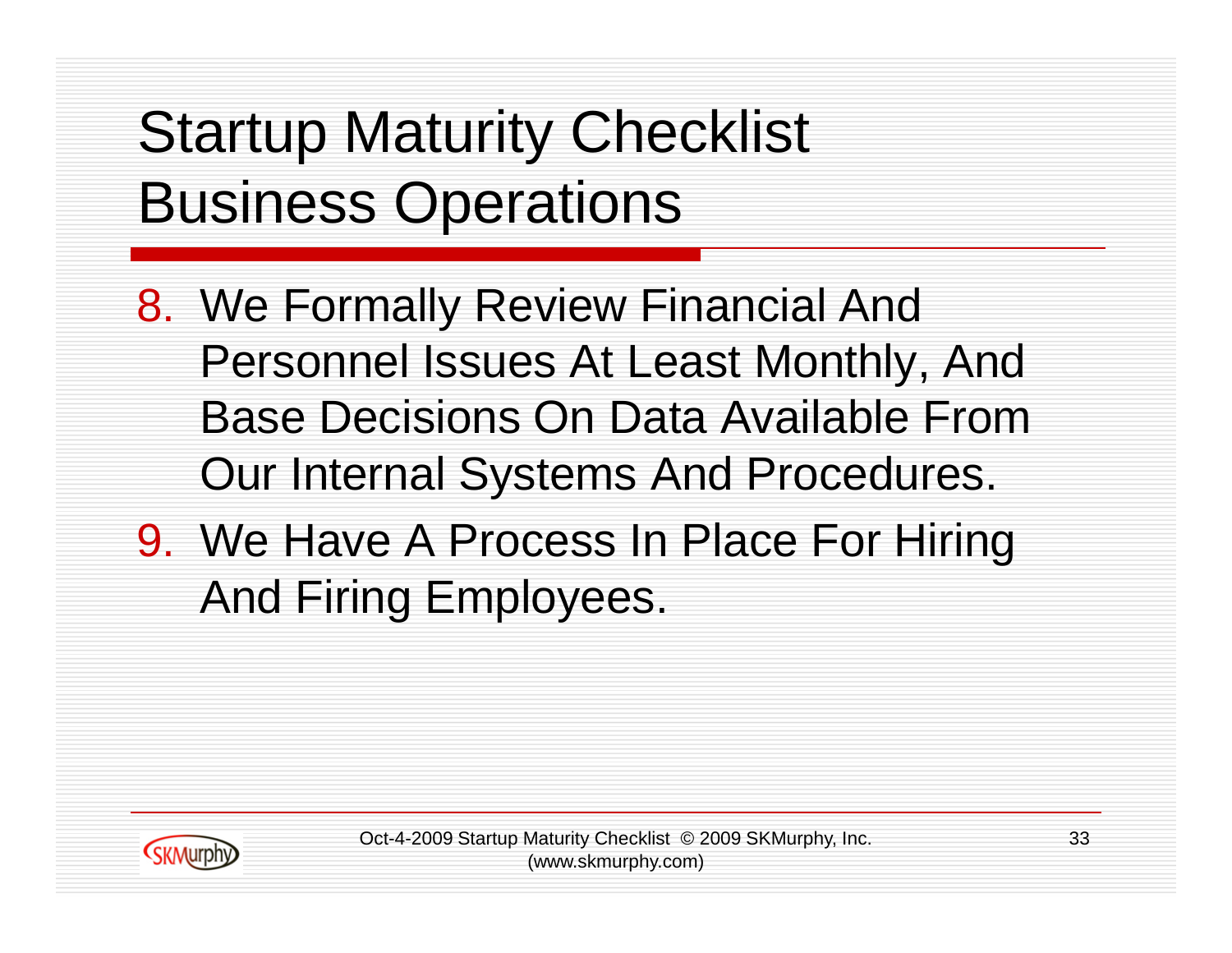# Startup Maturity Checklist Business Operations

8. We Formally Review Financial And Personnel Issues At Least Monthly, And Base Decisions On Data Available From Our Internal Systems And Procedures.
9. We Have A Process In Place For Hiring And Firing Employees.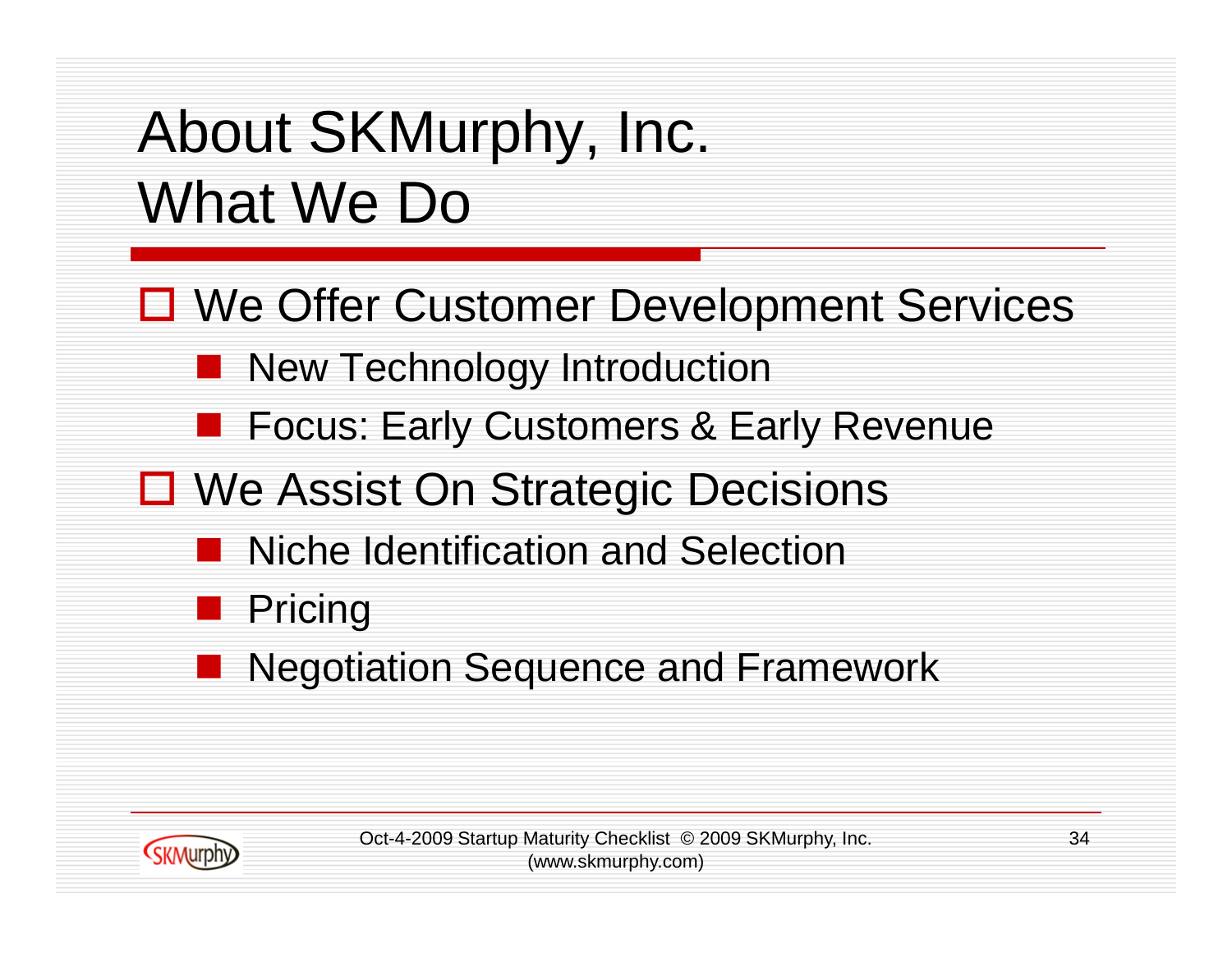# About SKMurphy, Inc. What We Do

- We Offer Customer Development Services
  - New Technology Introduction
  - Focus: Early Customers & Early Revenue
- We Assist On Strategic Decisions
  - Niche Identification and Selection
  - Pricing
  - Negotiation Sequence and Framework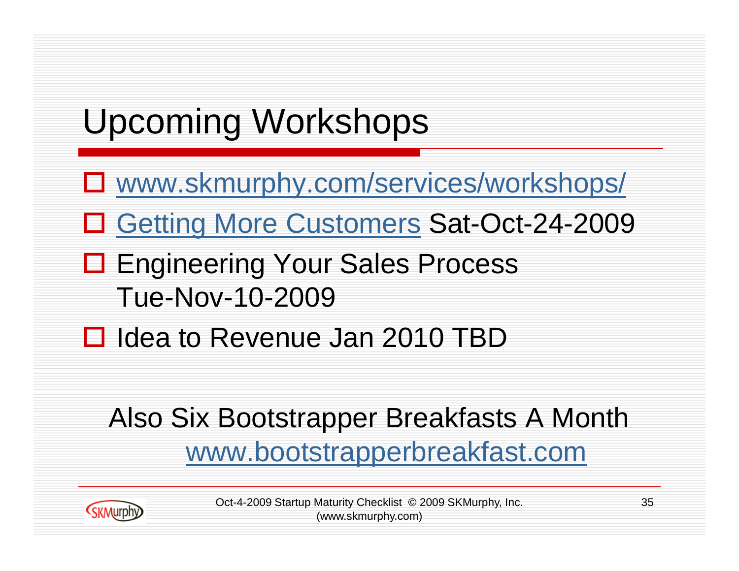# Upcoming Workshops

- www.skmurphy.com/services/workshops/
- Getting More Customers Sat-Oct-24-2009
- Engineering Your Sales Process Tue-Nov-10-2009
- Idea to Revenue Jan 2010 TBD

Also Six Bootstrapper Breakfasts A Month
www.bootstrapperbreakfast.com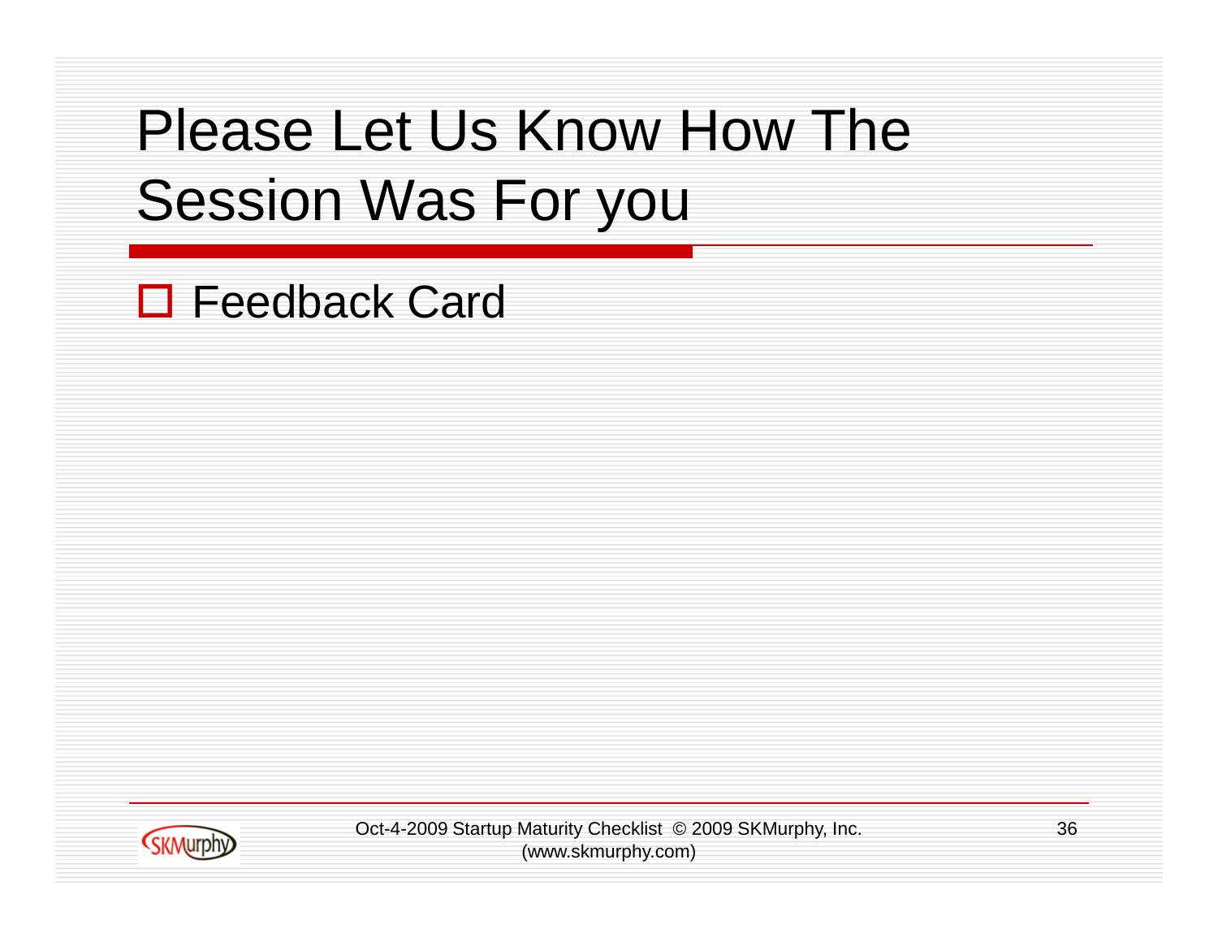# Please Let Us Know How The Session Was For you

- Feedback Card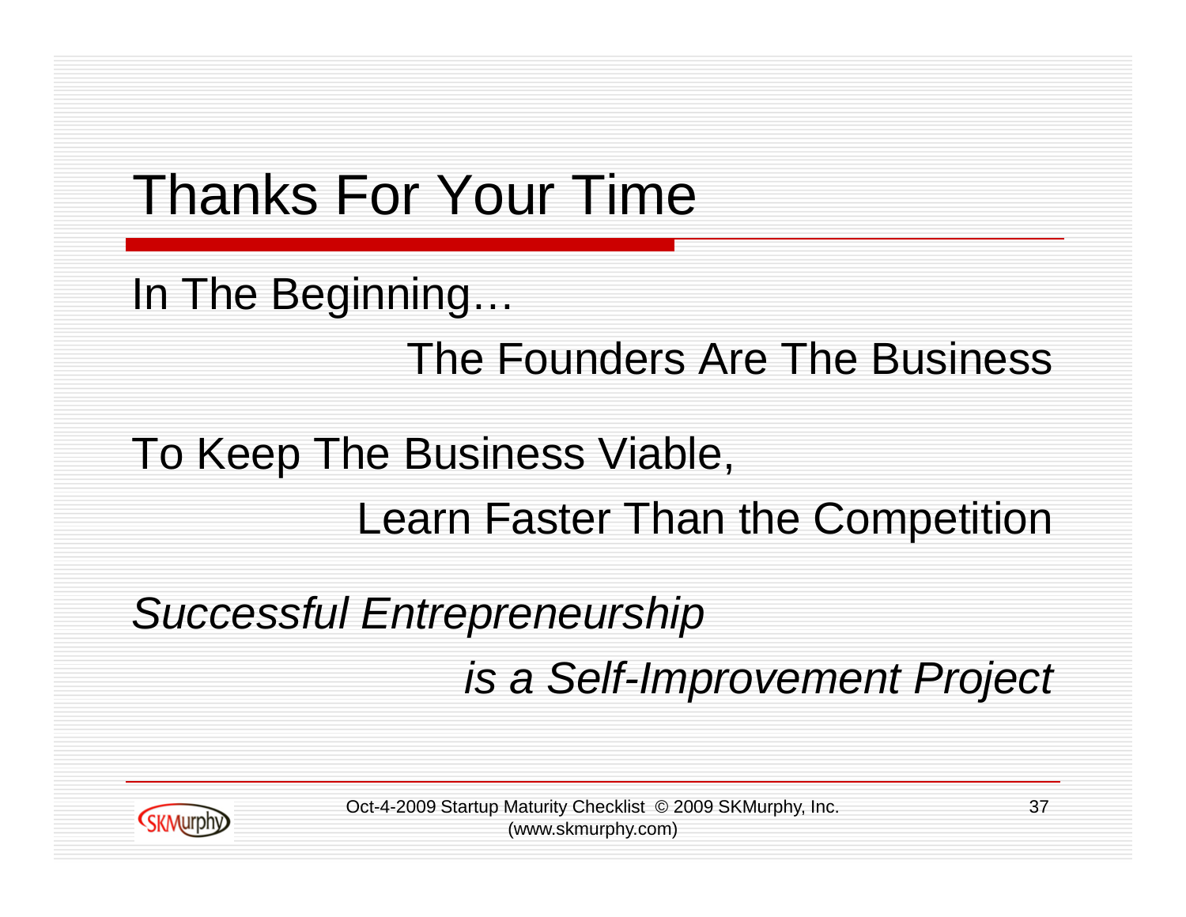# Thanks For Your Time

In The Beginning…

The Founders Are The Business

To Keep The Business Viable,

Learn Faster Than the Competition

*Successful Entrepreneurship*

*is a Self-Improvement Project*

Oct-4-2009 Startup Maturity Checklist © 2009 SKMurphy, Inc. (www.skmurphy.com)